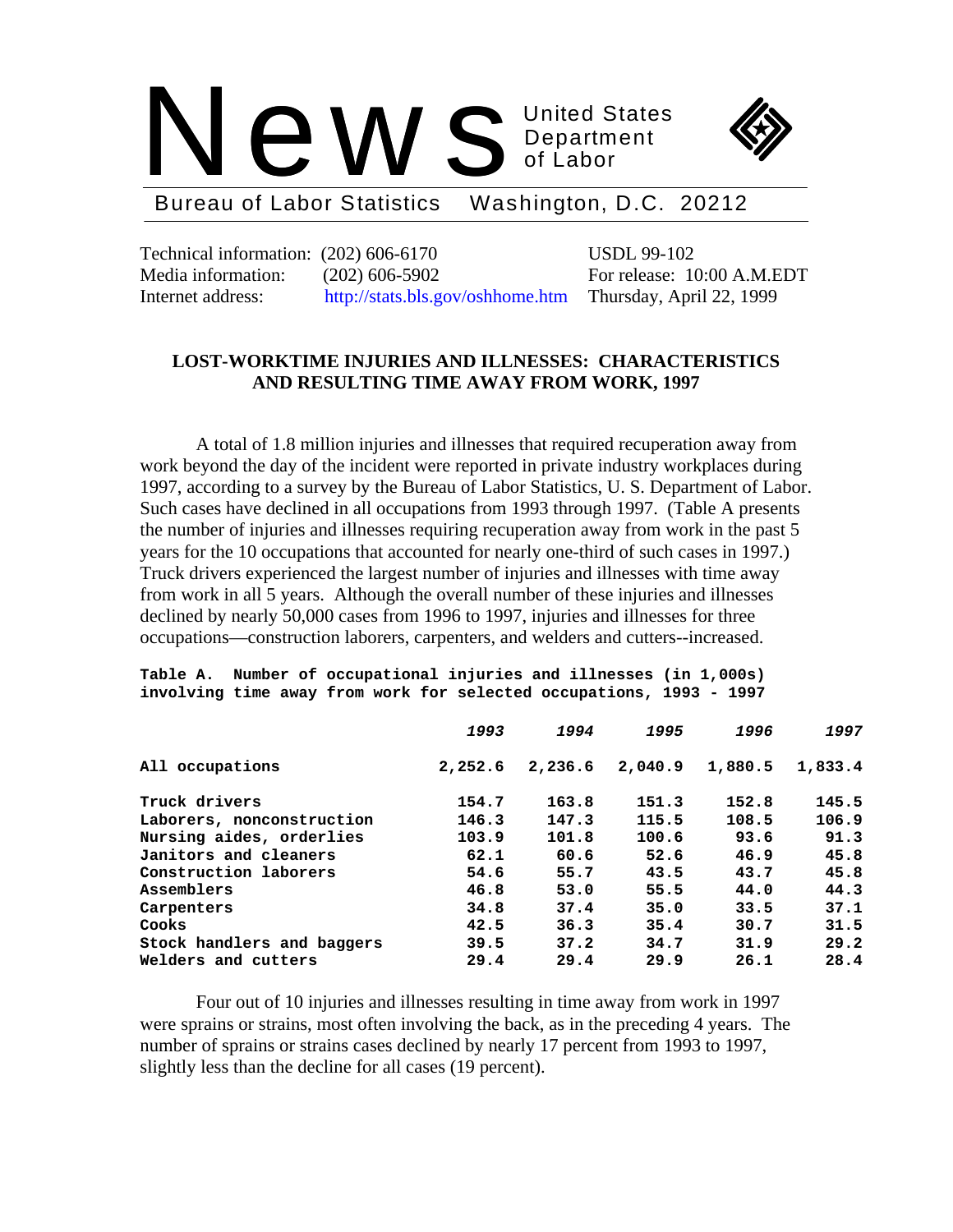# News

United States Department of Labor

Bureau of Labor Statistics    Washington, D.C. 20212

Technical information: (202) 606-6170    USDL 99-102
Media information: (202) 606-5902    For release: 10:00 A.M.EDT
Internet address: http://stats.bls.gov/oshhome.htm    Thursday, April 22, 1999

## LOST-WORKTIME INJURIES AND ILLNESSES: CHARACTERISTICS AND RESULTING TIME AWAY FROM WORK, 1997

A total of 1.8 million injuries and illnesses that required recuperation away from work beyond the day of the incident were reported in private industry workplaces during 1997, according to a survey by the Bureau of Labor Statistics, U. S. Department of Labor. Such cases have declined in all occupations from 1993 through 1997. (Table A presents the number of injuries and illnesses requiring recuperation away from work in the past 5 years for the 10 occupations that accounted for nearly one-third of such cases in 1997.) Truck drivers experienced the largest number of injuries and illnesses with time away from work in all 5 years. Although the overall number of these injuries and illnesses declined by nearly 50,000 cases from 1996 to 1997, injuries and illnesses for three occupations—construction laborers, carpenters, and welders and cutters--increased.

**Table A. Number of occupational injuries and illnesses (in 1,000s) involving time away from work for selected occupations, 1993 - 1997**

| | 1993 | 1994 | 1995 | 1996 | 1997 |
|---|---|---|---|---|---|
| All occupations | 2,252.6 | 2,236.6 | 2,040.9 | 1,880.5 | 1,833.4 |
| Truck drivers | 154.7 | 163.8 | 151.3 | 152.8 | 145.5 |
| Laborers, nonconstruction | 146.3 | 147.3 | 115.5 | 108.5 | 106.9 |
| Nursing aides, orderlies | 103.9 | 101.8 | 100.6 | 93.6 | 91.3 |
| Janitors and cleaners | 62.1 | 60.6 | 52.6 | 46.9 | 45.8 |
| Construction laborers | 54.6 | 55.7 | 43.5 | 43.7 | 45.8 |
| Assemblers | 46.8 | 53.0 | 55.5 | 44.0 | 44.3 |
| Carpenters | 34.8 | 37.4 | 35.0 | 33.5 | 37.1 |
| Cooks | 42.5 | 36.3 | 35.4 | 30.7 | 31.5 |
| Stock handlers and baggers | 39.5 | 37.2 | 34.7 | 31.9 | 29.2 |
| Welders and cutters | 29.4 | 29.4 | 29.9 | 26.1 | 28.4 |

Four out of 10 injuries and illnesses resulting in time away from work in 1997 were sprains or strains, most often involving the back, as in the preceding 4 years. The number of sprains or strains cases declined by nearly 17 percent from 1993 to 1997, slightly less than the decline for all cases (19 percent).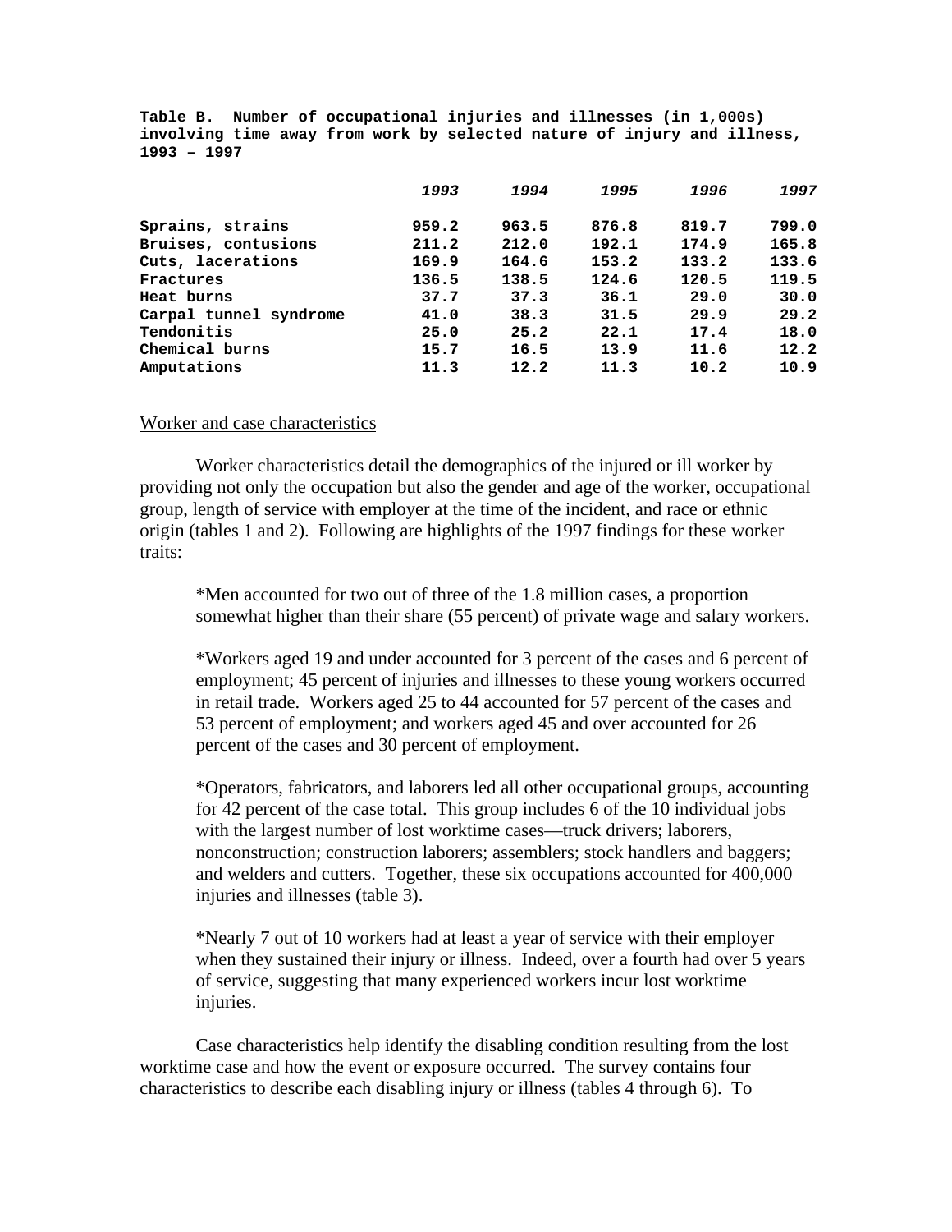**Table B. Number of occupational injuries and illnesses (in 1,000s) involving time away from work by selected nature of injury and illness, 1993 – 1997**

| | *1993* | *1994* | *1995* | *1996* | *1997* |
|---|---|---|---|---|---|
| Sprains, strains | 959.2 | 963.5 | 876.8 | 819.7 | 799.0 |
| Bruises, contusions | 211.2 | 212.0 | 192.1 | 174.9 | 165.8 |
| Cuts, lacerations | 169.9 | 164.6 | 153.2 | 133.2 | 133.6 |
| Fractures | 136.5 | 138.5 | 124.6 | 120.5 | 119.5 |
| Heat burns | 37.7 | 37.3 | 36.1 | 29.0 | 30.0 |
| Carpal tunnel syndrome | 41.0 | 38.3 | 31.5 | 29.9 | 29.2 |
| Tendonitis | 25.0 | 25.2 | 22.1 | 17.4 | 18.0 |
| Chemical burns | 15.7 | 16.5 | 13.9 | 11.6 | 12.2 |
| Amputations | 11.3 | 12.2 | 11.3 | 10.2 | 10.9 |

## Worker and case characteristics

Worker characteristics detail the demographics of the injured or ill worker by providing not only the occupation but also the gender and age of the worker, occupational group, length of service with employer at the time of the incident, and race or ethnic origin (tables 1 and 2). Following are highlights of the 1997 findings for these worker traits:

*Men accounted for two out of three of the 1.8 million cases, a proportion somewhat higher than their share (55 percent) of private wage and salary workers.

*Workers aged 19 and under accounted for 3 percent of the cases and 6 percent of employment; 45 percent of injuries and illnesses to these young workers occurred in retail trade. Workers aged 25 to 44 accounted for 57 percent of the cases and 53 percent of employment; and workers aged 45 and over accounted for 26 percent of the cases and 30 percent of employment.

*Operators, fabricators, and laborers led all other occupational groups, accounting for 42 percent of the case total. This group includes 6 of the 10 individual jobs with the largest number of lost worktime cases—truck drivers; laborers, nonconstruction; construction laborers; assemblers; stock handlers and baggers; and welders and cutters. Together, these six occupations accounted for 400,000 injuries and illnesses (table 3).

*Nearly 7 out of 10 workers had at least a year of service with their employer when they sustained their injury or illness. Indeed, over a fourth had over 5 years of service, suggesting that many experienced workers incur lost worktime injuries.

Case characteristics help identify the disabling condition resulting from the lost worktime case and how the event or exposure occurred. The survey contains four characteristics to describe each disabling injury or illness (tables 4 through 6). To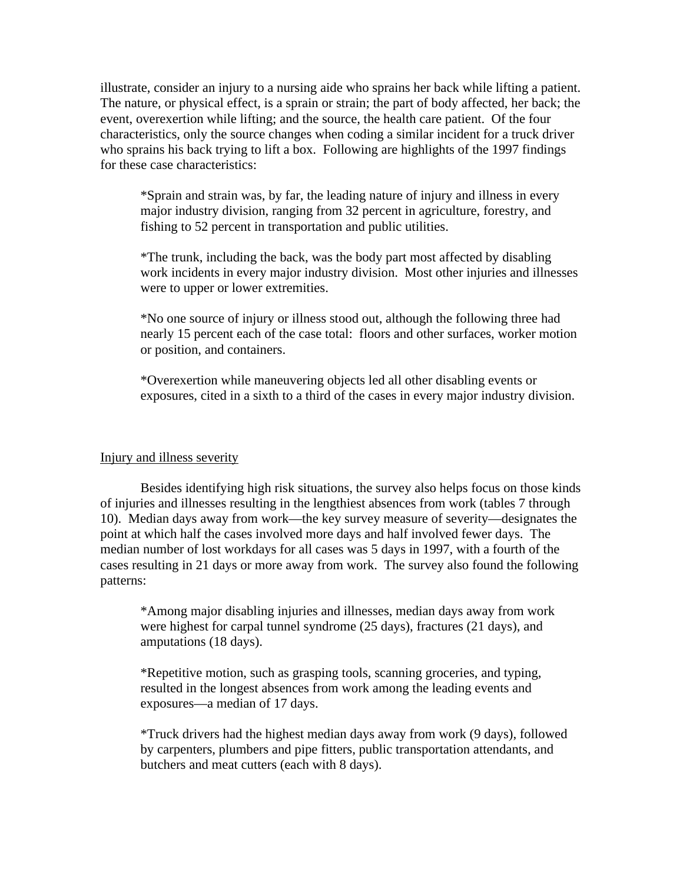illustrate, consider an injury to a nursing aide who sprains her back while lifting a patient. The nature, or physical effect, is a sprain or strain; the part of body affected, her back; the event, overexertion while lifting; and the source, the health care patient. Of the four characteristics, only the source changes when coding a similar incident for a truck driver who sprains his back trying to lift a box. Following are highlights of the 1997 findings for these case characteristics:

*Sprain and strain was, by far, the leading nature of injury and illness in every major industry division, ranging from 32 percent in agriculture, forestry, and fishing to 52 percent in transportation and public utilities.

*The trunk, including the back, was the body part most affected by disabling work incidents in every major industry division. Most other injuries and illnesses were to upper or lower extremities.

*No one source of injury or illness stood out, although the following three had nearly 15 percent each of the case total: floors and other surfaces, worker motion or position, and containers.

*Overexertion while maneuvering objects led all other disabling events or exposures, cited in a sixth to a third of the cases in every major industry division.

## Injury and illness severity

Besides identifying high risk situations, the survey also helps focus on those kinds of injuries and illnesses resulting in the lengthiest absences from work (tables 7 through 10). Median days away from work—the key survey measure of severity—designates the point at which half the cases involved more days and half involved fewer days. The median number of lost workdays for all cases was 5 days in 1997, with a fourth of the cases resulting in 21 days or more away from work. The survey also found the following patterns:

*Among major disabling injuries and illnesses, median days away from work were highest for carpal tunnel syndrome (25 days), fractures (21 days), and amputations (18 days).

*Repetitive motion, such as grasping tools, scanning groceries, and typing, resulted in the longest absences from work among the leading events and exposures—a median of 17 days.

*Truck drivers had the highest median days away from work (9 days), followed by carpenters, plumbers and pipe fitters, public transportation attendants, and butchers and meat cutters (each with 8 days).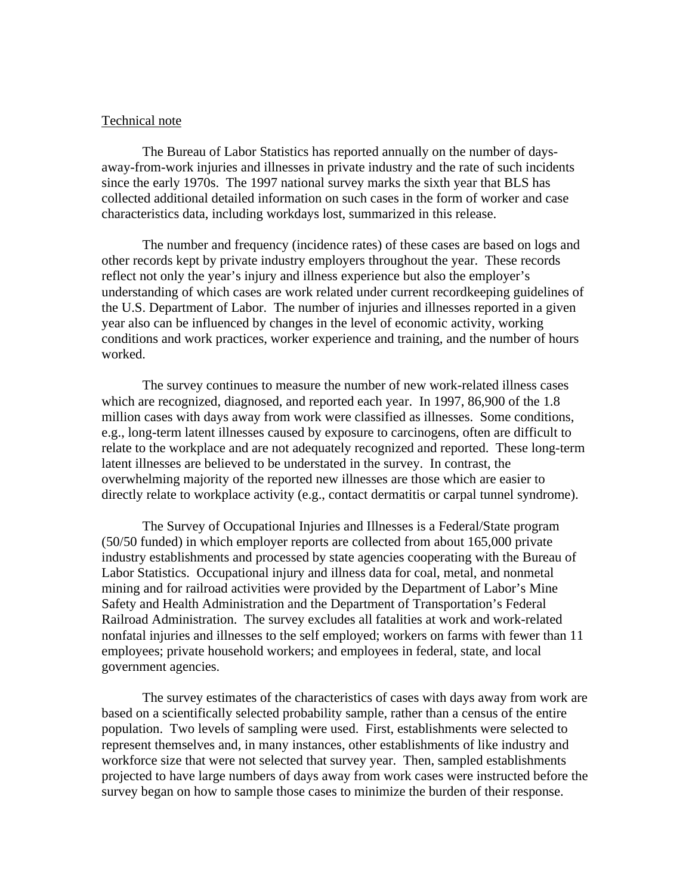Technical note

The Bureau of Labor Statistics has reported annually on the number of days-away-from-work injuries and illnesses in private industry and the rate of such incidents since the early 1970s. The 1997 national survey marks the sixth year that BLS has collected additional detailed information on such cases in the form of worker and case characteristics data, including workdays lost, summarized in this release.

The number and frequency (incidence rates) of these cases are based on logs and other records kept by private industry employers throughout the year. These records reflect not only the year's injury and illness experience but also the employer's understanding of which cases are work related under current recordkeeping guidelines of the U.S. Department of Labor. The number of injuries and illnesses reported in a given year also can be influenced by changes in the level of economic activity, working conditions and work practices, worker experience and training, and the number of hours worked.

The survey continues to measure the number of new work-related illness cases which are recognized, diagnosed, and reported each year. In 1997, 86,900 of the 1.8 million cases with days away from work were classified as illnesses. Some conditions, e.g., long-term latent illnesses caused by exposure to carcinogens, often are difficult to relate to the workplace and are not adequately recognized and reported. These long-term latent illnesses are believed to be understated in the survey. In contrast, the overwhelming majority of the reported new illnesses are those which are easier to directly relate to workplace activity (e.g., contact dermatitis or carpal tunnel syndrome).

The Survey of Occupational Injuries and Illnesses is a Federal/State program (50/50 funded) in which employer reports are collected from about 165,000 private industry establishments and processed by state agencies cooperating with the Bureau of Labor Statistics. Occupational injury and illness data for coal, metal, and nonmetal mining and for railroad activities were provided by the Department of Labor's Mine Safety and Health Administration and the Department of Transportation's Federal Railroad Administration. The survey excludes all fatalities at work and work-related nonfatal injuries and illnesses to the self employed; workers on farms with fewer than 11 employees; private household workers; and employees in federal, state, and local government agencies.

The survey estimates of the characteristics of cases with days away from work are based on a scientifically selected probability sample, rather than a census of the entire population. Two levels of sampling were used. First, establishments were selected to represent themselves and, in many instances, other establishments of like industry and workforce size that were not selected that survey year. Then, sampled establishments projected to have large numbers of days away from work cases were instructed before the survey began on how to sample those cases to minimize the burden of their response.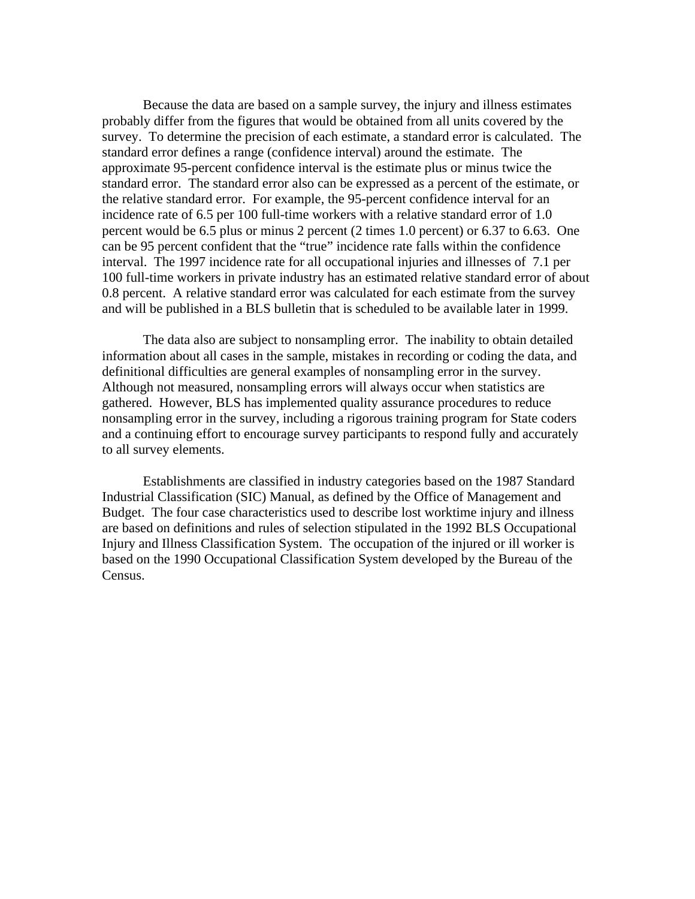Because the data are based on a sample survey, the injury and illness estimates probably differ from the figures that would be obtained from all units covered by the survey. To determine the precision of each estimate, a standard error is calculated. The standard error defines a range (confidence interval) around the estimate. The approximate 95-percent confidence interval is the estimate plus or minus twice the standard error. The standard error also can be expressed as a percent of the estimate, or the relative standard error. For example, the 95-percent confidence interval for an incidence rate of 6.5 per 100 full-time workers with a relative standard error of 1.0 percent would be 6.5 plus or minus 2 percent (2 times 1.0 percent) or 6.37 to 6.63. One can be 95 percent confident that the "true" incidence rate falls within the confidence interval. The 1997 incidence rate for all occupational injuries and illnesses of 7.1 per 100 full-time workers in private industry has an estimated relative standard error of about 0.8 percent. A relative standard error was calculated for each estimate from the survey and will be published in a BLS bulletin that is scheduled to be available later in 1999.

The data also are subject to nonsampling error. The inability to obtain detailed information about all cases in the sample, mistakes in recording or coding the data, and definitional difficulties are general examples of nonsampling error in the survey. Although not measured, nonsampling errors will always occur when statistics are gathered. However, BLS has implemented quality assurance procedures to reduce nonsampling error in the survey, including a rigorous training program for State coders and a continuing effort to encourage survey participants to respond fully and accurately to all survey elements.

Establishments are classified in industry categories based on the 1987 Standard Industrial Classification (SIC) Manual, as defined by the Office of Management and Budget. The four case characteristics used to describe lost worktime injury and illness are based on definitions and rules of selection stipulated in the 1992 BLS Occupational Injury and Illness Classification System. The occupation of the injured or ill worker is based on the 1990 Occupational Classification System developed by the Bureau of the Census.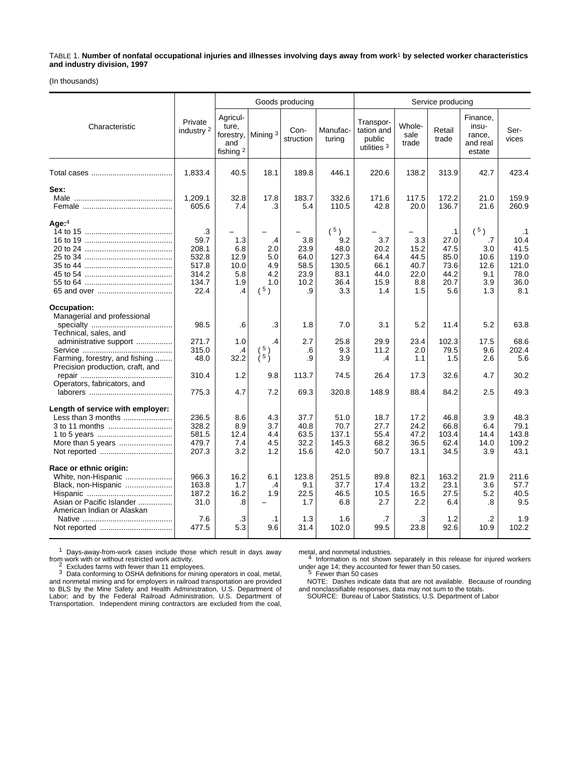TABLE 1. **Number of nonfatal occupational injuries and illnesses involving days away from work[1] by selected worker characteristics and industry division, 1997**

(In thousands)

| Characteristic | Private industry [2] | Goods producing | | | | Service producing | | | | |
|---|---|---|---|---|---|---|---|---|---|---|
| | | Agriculture, forestry, and fishing [2] | Mining [3] | Construction | Manufacturing | Transportation and public utilities [3] | Wholesale trade | Retail trade | Finance, insurance, and real estate | Services |
| Total cases | 1,833.4 | 40.5 | 18.1 | 189.8 | 446.1 | 220.6 | 138.2 | 313.9 | 42.7 | 423.4 |
| **Sex:** | | | | | | | | | | |
| Male | 1,209.1 | 32.8 | 17.8 | 183.7 | 332.6 | 171.6 | 117.5 | 172.2 | 21.0 | 159.9 |
| Female | 605.6 | 7.4 | .3 | 5.4 | 110.5 | 42.8 | 20.0 | 136.7 | 21.6 | 260.9 |
| **Age:**[4] | | | | | | | | | | |
| 14 to 15 | .3 | – | – | – | ([5]) | – | – | .1 | ([5]) | .1 |
| 16 to 19 | 59.7 | 1.3 | .4 | 3.8 | 9.2 | 3.7 | 3.3 | 27.0 | .7 | 10.4 |
| 20 to 24 | 208.1 | 6.8 | 2.0 | 23.9 | 48.0 | 20.2 | 15.2 | 47.5 | 3.0 | 41.5 |
| 25 to 34 | 532.8 | 12.9 | 5.0 | 64.0 | 127.3 | 64.4 | 44.5 | 85.0 | 10.6 | 119.0 |
| 35 to 44 | 517.8 | 10.0 | 4.9 | 58.5 | 130.5 | 66.1 | 40.7 | 73.6 | 12.6 | 121.0 |
| 45 to 54 | 314.2 | 5.8 | 4.2 | 23.9 | 83.1 | 44.0 | 22.0 | 44.2 | 9.1 | 78.0 |
| 55 to 64 | 134.7 | 1.9 | 1.0 | 10.2 | 36.4 | 15.9 | 8.8 | 20.7 | 3.9 | 36.0 |
| 65 and over | 22.4 | .4 | ([5]) | .9 | 3.3 | 1.4 | 1.5 | 5.6 | 1.3 | 8.1 |
| **Occupation:** | | | | | | | | | | |
| Managerial and professional specialty | 98.5 | .6 | .3 | 1.8 | 7.0 | 3.1 | 5.2 | 11.4 | 5.2 | 63.8 |
| Technical, sales, and administrative support | 271.7 | 1.0 | .4 | 2.7 | 25.8 | 29.9 | 23.4 | 102.3 | 17.5 | 68.6 |
| Service | 315.0 | .4 | ([5]) | .6 | 9.3 | 11.2 | 2.0 | 79.5 | 9.6 | 202.4 |
| Farming, forestry, and fishing | 48.0 | 32.2 | ([5]) | .9 | 3.9 | .4 | 1.1 | 1.5 | 2.6 | 5.6 |
| Precision production, craft, and repair | 310.4 | 1.2 | 9.8 | 113.7 | 74.5 | 26.4 | 17.3 | 32.6 | 4.7 | 30.2 |
| Operators, fabricators, and laborers | 775.3 | 4.7 | 7.2 | 69.3 | 320.8 | 148.9 | 88.4 | 84.2 | 2.5 | 49.3 |
| **Length of service with employer:** | | | | | | | | | | |
| Less than 3 months | 236.5 | 8.6 | 4.3 | 37.7 | 51.0 | 18.7 | 17.2 | 46.8 | 3.9 | 48.3 |
| 3 to 11 months | 328.2 | 8.9 | 3.7 | 40.8 | 70.7 | 27.7 | 24.2 | 66.8 | 6.4 | 79.1 |
| 1 to 5 years | 581.5 | 12.4 | 4.4 | 63.5 | 137.1 | 55.4 | 47.2 | 103.4 | 14.4 | 143.8 |
| More than 5 years | 479.7 | 7.4 | 4.5 | 32.2 | 145.3 | 68.2 | 36.5 | 62.4 | 14.0 | 109.2 |
| Not reported | 207.3 | 3.2 | 1.2 | 15.6 | 42.0 | 50.7 | 13.1 | 34.5 | 3.9 | 43.1 |
| **Race or ethnic origin:** | | | | | | | | | | |
| White, non-Hispanic | 966.3 | 16.2 | 6.1 | 123.8 | 251.5 | 89.8 | 82.1 | 163.2 | 21.9 | 211.6 |
| Black, non-Hispanic | 163.8 | 1.7 | .4 | 9.1 | 37.7 | 17.4 | 13.2 | 23.1 | 3.6 | 57.7 |
| Hispanic | 187.2 | 16.2 | 1.9 | 22.5 | 46.5 | 10.5 | 16.5 | 27.5 | 5.2 | 40.5 |
| Asian or Pacific Islander | 31.0 | .8 | – | 1.7 | 6.8 | 2.7 | 2.2 | 6.4 | .8 | 9.5 |
| American Indian or Alaskan Native | 7.6 | .3 | .1 | 1.3 | 1.6 | .7 | .3 | 1.2 | .2 | 1.9 |
| Not reported | 477.5 | 5.3 | 9.6 | 31.4 | 102.0 | 99.5 | 23.8 | 92.6 | 10.9 | 102.2 |

[1] Days-away-from-work cases include those which result in days away from work with or without restricted work activity.

[2] Excludes farms with fewer than 11 employees.

[3] Data conforming to OSHA definitions for mining operators in coal, metal, and nonmetal mining and for employers in railroad transportation are provided to BLS by the Mine Safety and Health Administration, U.S. Department of Labor; and by the Federal Railroad Administration, U.S. Department of Transportation. Independent mining contractors are excluded from the coal, metal, and nonmetal industries.

[4] Information is not shown separately in this release for injured workers under age 14; they accounted for fewer than 50 cases.

[5] Fewer than 50 cases

NOTE: Dashes indicate data that are not available. Because of rounding and nonclassifiable responses, data may not sum to the totals.

SOURCE: Bureau of Labor Statistics, U.S. Department of Labor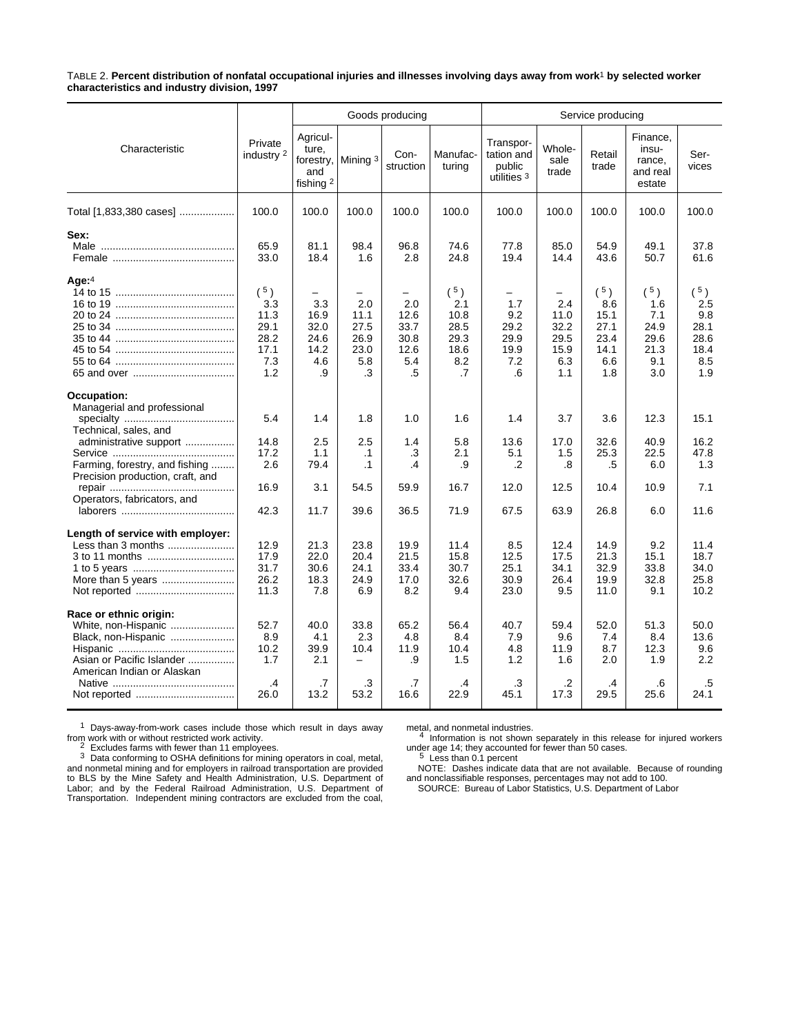TABLE 2. **Percent distribution of nonfatal occupational injuries and illnesses involving days away from work[1] by selected worker characteristics and industry division, 1997**

| Characteristic | Private industry [2] | Goods producing | | | | Service producing | | | | |
|---|---|---|---|---|---|---|---|---|---|---|
| | | Agriculture, forestry, and fishing [2] | Mining [3] | Construction | Manufacturing | Transportation and public utilities [3] | Wholesale trade | Retail trade | Finance, insurance, and real estate | Services |
| Total [1,833,380 cases] | 100.0 | 100.0 | 100.0 | 100.0 | 100.0 | 100.0 | 100.0 | 100.0 | 100.0 | 100.0 |
| **Sex:** | | | | | | | | | | |
| Male | 65.9 | 81.1 | 98.4 | 96.8 | 74.6 | 77.8 | 85.0 | 54.9 | 49.1 | 37.8 |
| Female | 33.0 | 18.4 | 1.6 | 2.8 | 24.8 | 19.4 | 14.4 | 43.6 | 50.7 | 61.6 |
| **Age:**[4] | | | | | | | | | | |
| 14 to 15 | ([5]) | – | – | – | ([5]) | – | – | ([5]) | ([5]) | ([5]) |
| 16 to 19 | 3.3 | 3.3 | 2.0 | 2.0 | 2.1 | 1.7 | 2.4 | 8.6 | 1.6 | 2.5 |
| 20 to 24 | 11.3 | 16.9 | 11.1 | 12.6 | 10.8 | 9.2 | 11.0 | 15.1 | 7.1 | 9.8 |
| 25 to 34 | 29.1 | 32.0 | 27.5 | 33.7 | 28.5 | 29.2 | 32.2 | 27.1 | 24.9 | 28.1 |
| 35 to 44 | 28.2 | 24.6 | 26.9 | 30.8 | 29.3 | 29.9 | 29.5 | 23.4 | 29.6 | 28.6 |
| 45 to 54 | 17.1 | 14.2 | 23.0 | 12.6 | 18.6 | 19.9 | 15.9 | 14.1 | 21.3 | 18.4 |
| 55 to 64 | 7.3 | 4.6 | 5.8 | 5.4 | 8.2 | 7.2 | 6.3 | 6.6 | 9.1 | 8.5 |
| 65 and over | 1.2 | .9 | .3 | .5 | .7 | .6 | 1.1 | 1.8 | 3.0 | 1.9 |
| **Occupation:** | | | | | | | | | | |
| Managerial and professional specialty | 5.4 | 1.4 | 1.8 | 1.0 | 1.6 | 1.4 | 3.7 | 3.6 | 12.3 | 15.1 |
| Technical, sales, and administrative support | 14.8 | 2.5 | 2.5 | 1.4 | 5.8 | 13.6 | 17.0 | 32.6 | 40.9 | 16.2 |
| Service | 17.2 | 1.1 | .1 | .3 | 2.1 | 5.1 | 1.5 | 25.3 | 22.5 | 47.8 |
| Farming, forestry, and fishing | 2.6 | 79.4 | .1 | .4 | .9 | .2 | .8 | .5 | 6.0 | 1.3 |
| Precision production, craft, and repair | 16.9 | 3.1 | 54.5 | 59.9 | 16.7 | 12.0 | 12.5 | 10.4 | 10.9 | 7.1 |
| Operators, fabricators, and laborers | 42.3 | 11.7 | 39.6 | 36.5 | 71.9 | 67.5 | 63.9 | 26.8 | 6.0 | 11.6 |
| **Length of service with employer:** | | | | | | | | | | |
| Less than 3 months | 12.9 | 21.3 | 23.8 | 19.9 | 11.4 | 8.5 | 12.4 | 14.9 | 9.2 | 11.4 |
| 3 to 11 months | 17.9 | 22.0 | 20.4 | 21.5 | 15.8 | 12.5 | 17.5 | 21.3 | 15.1 | 18.7 |
| 1 to 5 years | 31.7 | 30.6 | 24.1 | 33.4 | 30.7 | 25.1 | 34.1 | 32.9 | 33.8 | 34.0 |
| More than 5 years | 26.2 | 18.3 | 24.9 | 17.0 | 32.6 | 30.9 | 26.4 | 19.9 | 32.8 | 25.8 |
| Not reported | 11.3 | 7.8 | 6.9 | 8.2 | 9.4 | 23.0 | 9.5 | 11.0 | 9.1 | 10.2 |
| **Race or ethnic origin:** | | | | | | | | | | |
| White, non-Hispanic | 52.7 | 40.0 | 33.8 | 65.2 | 56.4 | 40.7 | 59.4 | 52.0 | 51.3 | 50.0 |
| Black, non-Hispanic | 8.9 | 4.1 | 2.3 | 4.8 | 8.4 | 7.9 | 9.6 | 7.4 | 8.4 | 13.6 |
| Hispanic | 10.2 | 39.9 | 10.4 | 11.9 | 10.4 | 4.8 | 11.9 | 8.7 | 12.3 | 9.6 |
| Asian or Pacific Islander | 1.7 | 2.1 | – | .9 | 1.5 | 1.2 | 1.6 | 2.0 | 1.9 | 2.2 |
| American Indian or Alaskan Native | .4 | .7 | .3 | .7 | .4 | .3 | .2 | .4 | .6 | .5 |
| Not reported | 26.0 | 13.2 | 53.2 | 16.6 | 22.9 | 45.1 | 17.3 | 29.5 | 25.6 | 24.1 |

[1] Days-away-from-work cases include those which result in days away from work with or without restricted work activity.

[2] Excludes farms with fewer than 11 employees.

[3] Data conforming to OSHA definitions for mining operators in coal, metal, and nonmetal mining and for employers in railroad transportation are provided to BLS by the Mine Safety and Health Administration, U.S. Department of Labor; and by the Federal Railroad Administration, U.S. Department of Transportation. Independent mining contractors are excluded from the coal, metal, and nonmetal industries.

[4] Information is not shown separately in this release for injured workers under age 14; they accounted for fewer than 50 cases.

[5] Less than 0.1 percent

NOTE: Dashes indicate data that are not available. Because of rounding and nonclassifiable responses, percentages may not add to 100.

SOURCE: Bureau of Labor Statistics, U.S. Department of Labor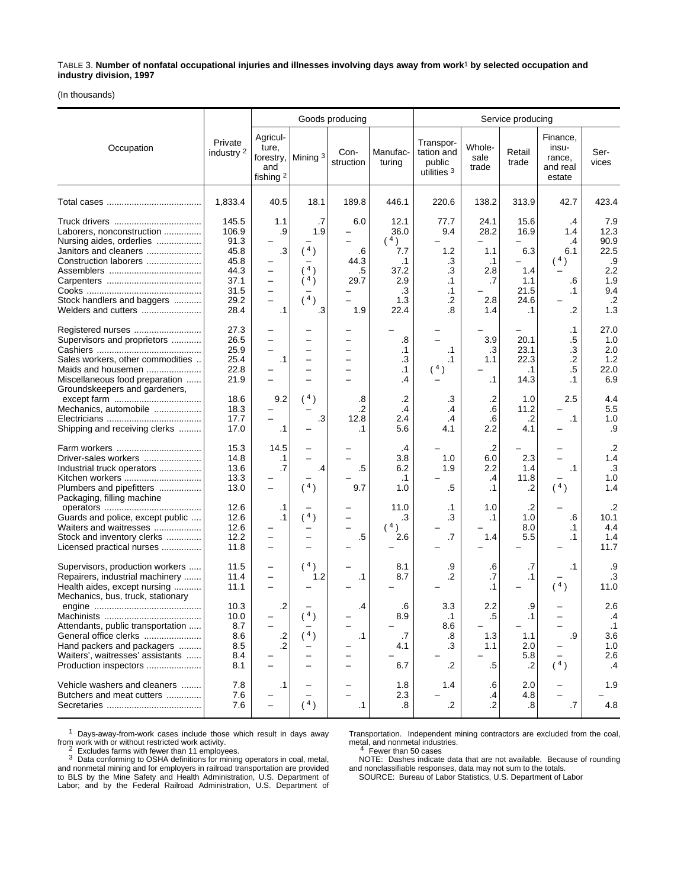TABLE 3. **Number of nonfatal occupational injuries and illnesses involving days away from work**[1] **by selected occupation and industry division, 1997**

(In thousands)

| Occupation | Private industry [2] | Goods producing | | | | Service producing | | | | |
|---|---|---|---|---|---|---|---|---|---|---|
| | | Agriculture, forestry, and fishing [2] | Mining [3] | Construction | Manufacturing | Transportation and public utilities [3] | Wholesale trade | Retail trade | Finance, insurance, and real estate | Services |
| Total cases | 1,833.4 | 40.5 | 18.1 | 189.8 | 446.1 | 220.6 | 138.2 | 313.9 | 42.7 | 423.4 |
| Truck drivers | 145.5 | 1.1 | .7 | 6.0 | 12.1 | 77.7 | 24.1 | 15.6 | .4 | 7.9 |
| Laborers, nonconstruction | 106.9 | .9 | 1.9 | – | 36.0 | 9.4 | 28.2 | 16.9 | 1.4 | 12.3 |
| Nursing aides, orderlies | 91.3 | – | – | – | ([4]) | – | – | – | .4 | 90.9 |
| Janitors and cleaners | 45.8 | .3 | ([4]) | .6 | 7.7 | 1.2 | 1.1 | 6.3 | 6.1 | 22.5 |
| Construction laborers | 45.8 | – | – | 44.3 | .1 | .3 | .1 | – | ([4]) | .9 |
| Assemblers | 44.3 | – | ([4]) | .5 | 37.2 | .3 | 2.8 | 1.4 | – | 2.2 |
| Carpenters | 37.1 | – | ([4]) | 29.7 | 2.9 | .1 | .7 | 1.1 | .6 | 1.9 |
| Cooks | 31.5 | – | – | – | .3 | .1 | – | 21.5 | .1 | 9.4 |
| Stock handlers and baggers | 29.2 | – | ([4]) | – | 1.3 | .2 | 2.8 | 24.6 | – | .2 |
| Welders and cutters | 28.4 | .1 | .3 | 1.9 | 22.4 | .8 | 1.4 | .1 | .2 | 1.3 |
| Registered nurses | 27.3 | – | – | – | – | – | – | – | .1 | 27.0 |
| Supervisors and proprietors | 26.5 | – | – | – | .8 | – | 3.9 | 20.1 | .5 | 1.0 |
| Cashiers | 25.9 | – | – | – | .1 | .1 | .3 | 23.1 | .3 | 2.0 |
| Sales workers, other commodities | 25.4 | .1 | – | – | .3 | .1 | 1.1 | 22.3 | .2 | 1.2 |
| Maids and housemen | 22.8 | – | – | – | .1 | ([4]) | – | .1 | .5 | 22.0 |
| Miscellaneous food preparation | 21.9 | – | – | – | .4 | – | .1 | 14.3 | .1 | 6.9 |
| Groundskeepers and gardeners, except farm | 18.6 | 9.2 | ([4]) | .8 | .2 | .3 | .2 | 1.0 | 2.5 | 4.4 |
| Mechanics, automobile | 18.3 | – | – | .2 | .4 | .4 | .6 | 11.2 | – | 5.5 |
| Electricians | 17.7 | – | .3 | 12.8 | 2.4 | .4 | .6 | .2 | .1 | 1.0 |
| Shipping and receiving clerks | 17.0 | .1 | – | .1 | 5.6 | 4.1 | 2.2 | 4.1 | – | .9 |
| Farm workers | 15.3 | 14.5 | – | – | .4 | – | .2 | – | – | .2 |
| Driver-sales workers | 14.8 | .1 | – | – | 3.8 | 1.0 | 6.0 | 2.3 | – | 1.4 |
| Industrial truck operators | 13.6 | .7 | .4 | .5 | 6.2 | 1.9 | 2.2 | 1.4 | .1 | .3 |
| Kitchen workers | 13.3 | – | – | – | .1 | – | .4 | 11.8 | – | 1.0 |
| Plumbers and pipefitters | 13.0 | – | ([4]) | 9.7 | 1.0 | .5 | .1 | .2 | ([4]) | 1.4 |
| Packaging, filling machine operators | 12.6 | .1 | – | – | 11.0 | .1 | 1.0 | .2 | – | .2 |
| Guards and police, except public | 12.6 | .1 | ([4]) | – | .3 | .3 | .1 | 1.0 | .6 | 10.1 |
| Waiters and waitresses | 12.6 | – | – | – | ([4]) | – | – | 8.0 | .1 | 4.4 |
| Stock and inventory clerks | 12.2 | – | – | .5 | 2.6 | .7 | 1.4 | 5.5 | .1 | 1.4 |
| Licensed practical nurses | 11.8 | – | – | – | – | – | – | – | – | 11.7 |
| Supervisors, production workers | 11.5 | – | ([4]) | – | 8.1 | .9 | .6 | .7 | .1 | .9 |
| Repairers, industrial machinery | 11.4 | – | 1.2 | .1 | 8.7 | .2 | .7 | .1 | – | .3 |
| Health aides, except nursing | 11.1 | – | – | – | – | – | .1 | – | ([4]) | 11.0 |
| Mechanics, bus, truck, stationary engine | 10.3 | .2 | – | .4 | .6 | 3.3 | 2.2 | .9 | – | 2.6 |
| Machinists | 10.0 | – | ([4]) | – | 8.9 | .1 | .5 | .1 | – | .4 |
| Attendants, public transportation | 8.7 | – | – | – | – | 8.6 | – | – | – | .1 |
| General office clerks | 8.6 | .2 | ([4]) | .1 | .7 | .8 | 1.3 | 1.1 | .9 | 3.6 |
| Hand packers and packagers | 8.5 | .2 | – | – | 4.1 | .3 | 1.1 | 2.0 | – | 1.0 |
| Waiters', waitresses' assistants | 8.4 | – | – | – | – | – | – | 5.8 | – | 2.6 |
| Production inspectors | 8.1 | – | – | – | 6.7 | .2 | .5 | .2 | ([4]) | .4 |
| Vehicle washers and cleaners | 7.8 | .1 | – | – | 1.8 | 1.4 | .6 | 2.0 | – | 1.9 |
| Butchers and meat cutters | 7.6 | – | – | – | 2.3 | – | .4 | 4.8 | – | – |
| Secretaries | 7.6 | – | ([4]) | .1 | .8 | .2 | .2 | .8 | .7 | 4.8 |

[1] Days-away-from-work cases include those which result in days away from work with or without restricted work activity.

[2] Excludes farms with fewer than 11 employees.

[3] Data conforming to OSHA definitions for mining operators in coal, metal, and nonmetal mining and for employers in railroad transportation are provided to BLS by the Mine Safety and Health Administration, U.S. Department of Labor; and by the Federal Railroad Administration, U.S. Department of Transportation. Independent mining contractors are excluded from the coal, metal, and nonmetal industries.

[4] Fewer than 50 cases

NOTE: Dashes indicate data that are not available. Because of rounding and nonclassifiable responses, data may not sum to the totals.

SOURCE: Bureau of Labor Statistics, U.S. Department of Labor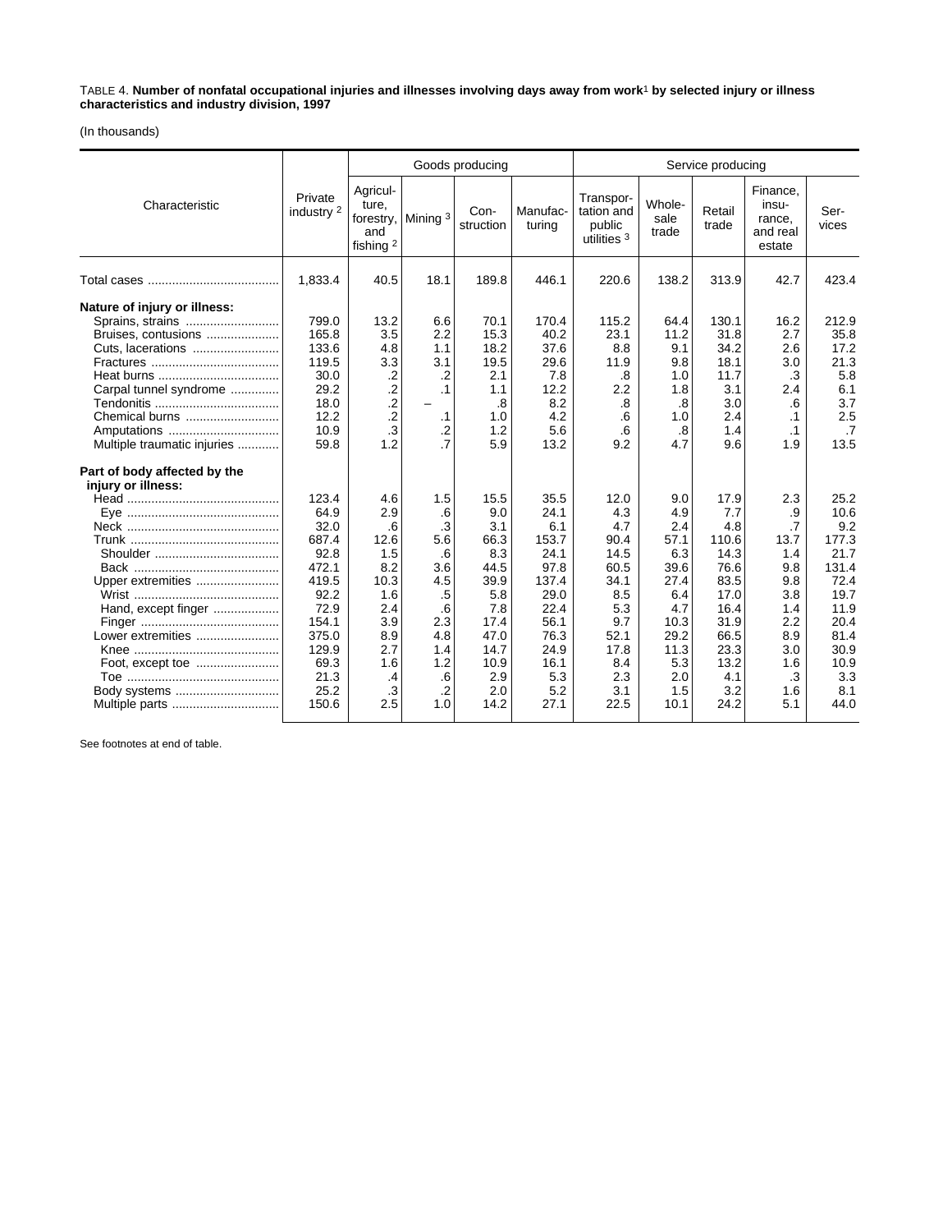TABLE 4. **Number of nonfatal occupational injuries and illnesses involving days away from work[1] by selected injury or illness characteristics and industry division, 1997**

(In thousands)

| Characteristic | Private industry [2] | Goods producing | | | | Service producing | | | | |
|---|---|---|---|---|---|---|---|---|---|---|
| | | Agriculture, forestry, and fishing [2] | Mining [3] | Construction | Manufacturing | Transportation and public utilities [3] | Wholesale trade | Retail trade | Finance, insurance, and real estate | Services |
| Total cases | 1,833.4 | 40.5 | 18.1 | 189.8 | 446.1 | 220.6 | 138.2 | 313.9 | 42.7 | 423.4 |
| **Nature of injury or illness:** | | | | | | | | | | |
| Sprains, strains | 799.0 | 13.2 | 6.6 | 70.1 | 170.4 | 115.2 | 64.4 | 130.1 | 16.2 | 212.9 |
| Bruises, contusions | 165.8 | 3.5 | 2.2 | 15.3 | 40.2 | 23.1 | 11.2 | 31.8 | 2.7 | 35.8 |
| Cuts, lacerations | 133.6 | 4.8 | 1.1 | 18.2 | 37.6 | 8.8 | 9.1 | 34.2 | 2.6 | 17.2 |
| Fractures | 119.5 | 3.3 | 3.1 | 19.5 | 29.6 | 11.9 | 9.8 | 18.1 | 3.0 | 21.3 |
| Heat burns | 30.0 | .2 | .2 | 2.1 | 7.8 | .8 | 1.0 | 11.7 | .3 | 5.8 |
| Carpal tunnel syndrome | 29.2 | .2 | .1 | 1.1 | 12.2 | 2.2 | 1.8 | 3.1 | 2.4 | 6.1 |
| Tendonitis | 18.0 | .2 | – | .8 | 8.2 | .8 | .8 | 3.0 | .6 | 3.7 |
| Chemical burns | 12.2 | .2 | .1 | 1.0 | 4.2 | .6 | 1.0 | 2.4 | .1 | 2.5 |
| Amputations | 10.9 | .3 | .2 | 1.2 | 5.6 | .6 | .8 | 1.4 | .1 | .7 |
| Multiple traumatic injuries | 59.8 | 1.2 | .7 | 5.9 | 13.2 | 9.2 | 4.7 | 9.6 | 1.9 | 13.5 |
| **Part of body affected by the injury or illness:** | | | | | | | | | | |
| Head | 123.4 | 4.6 | 1.5 | 15.5 | 35.5 | 12.0 | 9.0 | 17.9 | 2.3 | 25.2 |
| Eye | 64.9 | 2.9 | .6 | 9.0 | 24.1 | 4.3 | 4.9 | 7.7 | .9 | 10.6 |
| Neck | 32.0 | .6 | .3 | 3.1 | 6.1 | 4.7 | 2.4 | 4.8 | .7 | 9.2 |
| Trunk | 687.4 | 12.6 | 5.6 | 66.3 | 153.7 | 90.4 | 57.1 | 110.6 | 13.7 | 177.3 |
| Shoulder | 92.8 | 1.5 | .6 | 8.3 | 24.1 | 14.5 | 6.3 | 14.3 | 1.4 | 21.7 |
| Back | 472.1 | 8.2 | 3.6 | 44.5 | 97.8 | 60.5 | 39.6 | 76.6 | 9.8 | 131.4 |
| Upper extremities | 419.5 | 10.3 | 4.5 | 39.9 | 137.4 | 34.1 | 27.4 | 83.5 | 9.8 | 72.4 |
| Wrist | 92.2 | 1.6 | .5 | 5.8 | 29.0 | 8.5 | 6.4 | 17.0 | 3.8 | 19.7 |
| Hand, except finger | 72.9 | 2.4 | .6 | 7.8 | 22.4 | 5.3 | 4.7 | 16.4 | 1.4 | 11.9 |
| Finger | 154.1 | 3.9 | 2.3 | 17.4 | 56.1 | 9.7 | 10.3 | 31.9 | 2.2 | 20.4 |
| Lower extremities | 375.0 | 8.9 | 4.8 | 47.0 | 76.3 | 52.1 | 29.2 | 66.5 | 8.9 | 81.4 |
| Knee | 129.9 | 2.7 | 1.4 | 14.7 | 24.9 | 17.8 | 11.3 | 23.3 | 3.0 | 30.9 |
| Foot, except toe | 69.3 | 1.6 | 1.2 | 10.9 | 16.1 | 8.4 | 5.3 | 13.2 | 1.6 | 10.9 |
| Toe | 21.3 | .4 | .6 | 2.9 | 5.3 | 2.3 | 2.0 | 4.1 | .3 | 3.3 |
| Body systems | 25.2 | .3 | .2 | 2.0 | 5.2 | 3.1 | 1.5 | 3.2 | 1.6 | 8.1 |
| Multiple parts | 150.6 | 2.5 | 1.0 | 14.2 | 27.1 | 22.5 | 10.1 | 24.2 | 5.1 | 44.0 |

See footnotes at end of table.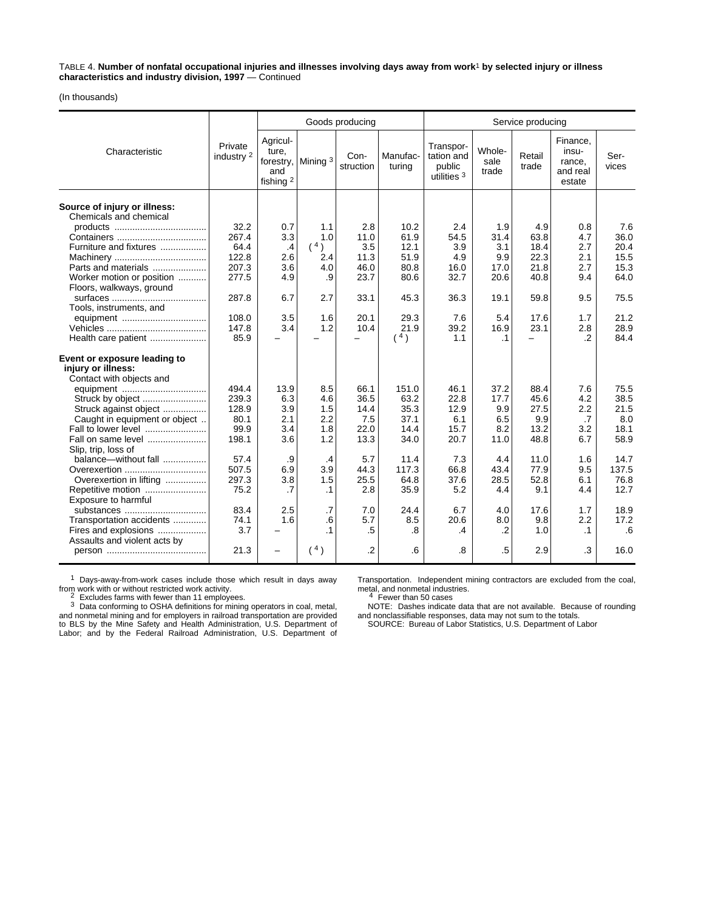TABLE 4. **Number of nonfatal occupational injuries and illnesses involving days away from work[1] by selected injury or illness characteristics and industry division, 1997** — Continued

(In thousands)

| Characteristic | Private industry [2] | Goods producing | | | | Service producing | | | | |
|---|---|---|---|---|---|---|---|---|---|---|
| | | Agriculture, forestry, and fishing [2] | Mining [3] | Construction | Manufacturing | Transportation and public utilities [3] | Wholesale trade | Retail trade | Finance, insurance, and real estate | Services |
| **Source of injury or illness:** | | | | | | | | | | |
| Chemicals and chemical products | 32.2 | 0.7 | 1.1 | 2.8 | 10.2 | 2.4 | 1.9 | 4.9 | 0.8 | 7.6 |
| Containers | 267.4 | 3.3 | 1.0 | 11.0 | 61.9 | 54.5 | 31.4 | 63.8 | 4.7 | 36.0 |
| Furniture and fixtures | 64.4 | .4 | ([4]) | 3.5 | 12.1 | 3.9 | 3.1 | 18.4 | 2.7 | 20.4 |
| Machinery | 122.8 | 2.6 | 2.4 | 11.3 | 51.9 | 4.9 | 9.9 | 22.3 | 2.1 | 15.5 |
| Parts and materials | 207.3 | 3.6 | 4.0 | 46.0 | 80.8 | 16.0 | 17.0 | 21.8 | 2.7 | 15.3 |
| Worker motion or position | 277.5 | 4.9 | .9 | 23.7 | 80.6 | 32.7 | 20.6 | 40.8 | 9.4 | 64.0 |
| Floors, walkways, ground surfaces | 287.8 | 6.7 | 2.7 | 33.1 | 45.3 | 36.3 | 19.1 | 59.8 | 9.5 | 75.5 |
| Tools, instruments, and equipment | 108.0 | 3.5 | 1.6 | 20.1 | 29.3 | 7.6 | 5.4 | 17.6 | 1.7 | 21.2 |
| Vehicles | 147.8 | 3.4 | 1.2 | 10.4 | 21.9 | 39.2 | 16.9 | 23.1 | 2.8 | 28.9 |
| Health care patient | 85.9 | – | – | – | ([4]) | 1.1 | .1 | – | .2 | 84.4 |
| **Event or exposure leading to injury or illness:** | | | | | | | | | | |
| Contact with objects and equipment | 494.4 | 13.9 | 8.5 | 66.1 | 151.0 | 46.1 | 37.2 | 88.4 | 7.6 | 75.5 |
| Struck by object | 239.3 | 6.3 | 4.6 | 36.5 | 63.2 | 22.8 | 17.7 | 45.6 | 4.2 | 38.5 |
| Struck against object | 128.9 | 3.9 | 1.5 | 14.4 | 35.3 | 12.9 | 9.9 | 27.5 | 2.2 | 21.5 |
| Caught in equipment or object | 80.1 | 2.1 | 2.2 | 7.5 | 37.1 | 6.1 | 6.5 | 9.9 | .7 | 8.0 |
| Fall to lower level | 99.9 | 3.4 | 1.8 | 22.0 | 14.4 | 15.7 | 8.2 | 13.2 | 3.2 | 18.1 |
| Fall on same level | 198.1 | 3.6 | 1.2 | 13.3 | 34.0 | 20.7 | 11.0 | 48.8 | 6.7 | 58.9 |
| Slip, trip, loss of balance—without fall | 57.4 | .9 | .4 | 5.7 | 11.4 | 7.3 | 4.4 | 11.0 | 1.6 | 14.7 |
| Overexertion | 507.5 | 6.9 | 3.9 | 44.3 | 117.3 | 66.8 | 43.4 | 77.9 | 9.5 | 137.5 |
| Overexertion in lifting | 297.3 | 3.8 | 1.5 | 25.5 | 64.8 | 37.6 | 28.5 | 52.8 | 6.1 | 76.8 |
| Repetitive motion | 75.2 | .7 | .1 | 2.8 | 35.9 | 5.2 | 4.4 | 9.1 | 4.4 | 12.7 |
| Exposure to harmful substances | 83.4 | 2.5 | .7 | 7.0 | 24.4 | 6.7 | 4.0 | 17.6 | 1.7 | 18.9 |
| Transportation accidents | 74.1 | 1.6 | .6 | 5.7 | 8.5 | 20.6 | 8.0 | 9.8 | 2.2 | 17.2 |
| Fires and explosions | 3.7 | – | .1 | .5 | .8 | .4 | .2 | 1.0 | .1 | .6 |
| Assaults and violent acts by person | 21.3 | – | ([4]) | .2 | .6 | .8 | .5 | 2.9 | .3 | 16.0 |

[1] Days-away-from-work cases include those which result in days away from work with or without restricted work activity.

[2] Excludes farms with fewer than 11 employees.

[3] Data conforming to OSHA definitions for mining operators in coal, metal, and nonmetal mining and for employers in railroad transportation are provided to BLS by the Mine Safety and Health Administration, U.S. Department of Labor; and by the Federal Railroad Administration, U.S. Department of Transportation. Independent mining contractors are excluded from the coal, metal, and nonmetal industries.

[4] Fewer than 50 cases

NOTE: Dashes indicate data that are not available. Because of rounding and nonclassifiable responses, data may not sum to the totals.

SOURCE: Bureau of Labor Statistics, U.S. Department of Labor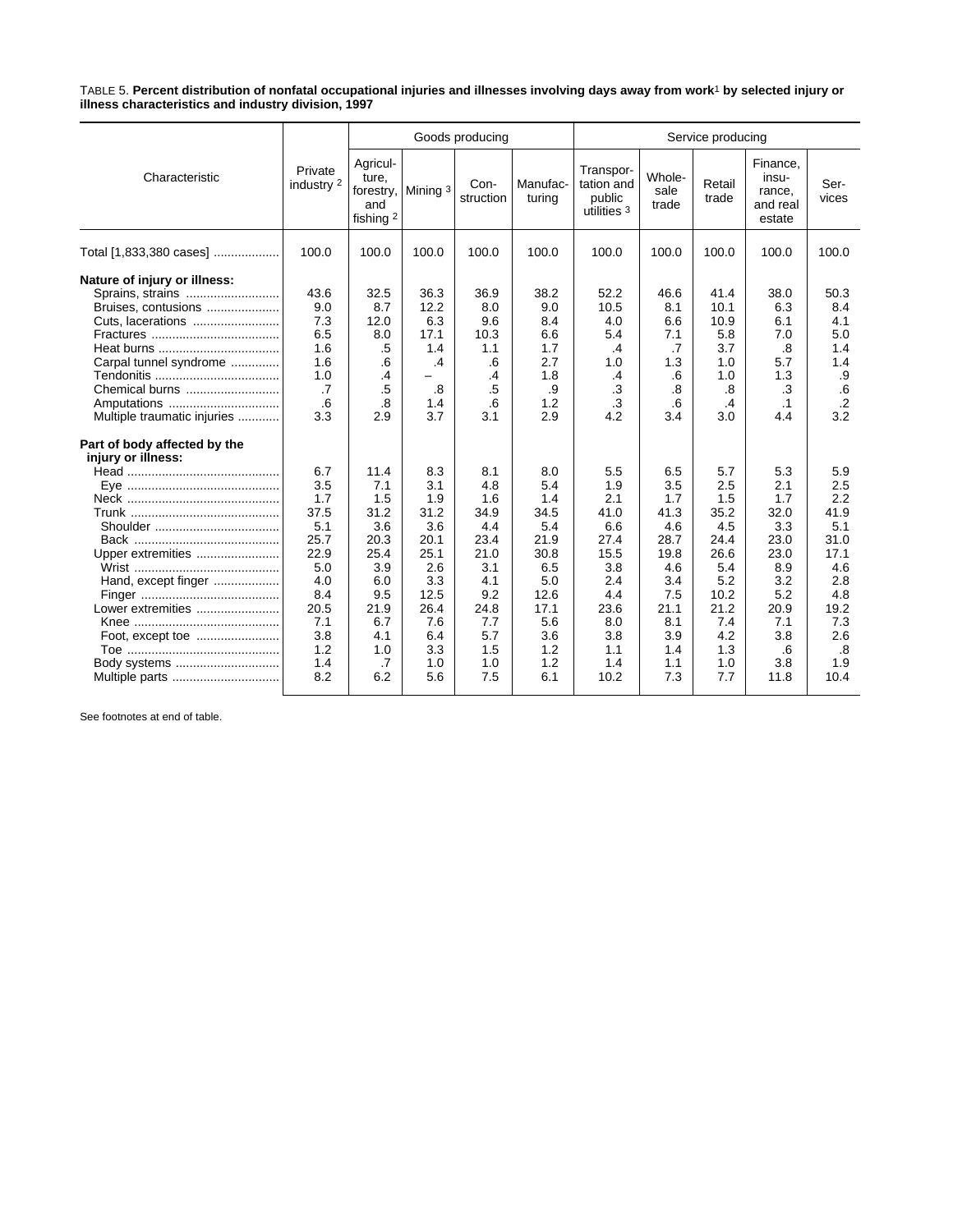TABLE 5. **Percent distribution of nonfatal occupational injuries and illnesses involving days away from work[1] by selected injury or illness characteristics and industry division, 1997**

| Characteristic | Private industry [2] | Goods producing | | | | Service producing | | | | |
|---|---|---|---|---|---|---|---|---|---|---|
| | | Agriculture, forestry, and fishing [2] | Mining [3] | Construction | Manufacturing | Transportation and public utilities [3] | Wholesale trade | Retail trade | Finance, insurance, and real estate | Services |
| Total [1,833,380 cases] | 100.0 | 100.0 | 100.0 | 100.0 | 100.0 | 100.0 | 100.0 | 100.0 | 100.0 | 100.0 |
| **Nature of injury or illness:** | | | | | | | | | | |
| Sprains, strains | 43.6 | 32.5 | 36.3 | 36.9 | 38.2 | 52.2 | 46.6 | 41.4 | 38.0 | 50.3 |
| Bruises, contusions | 9.0 | 8.7 | 12.2 | 8.0 | 9.0 | 10.5 | 8.1 | 10.1 | 6.3 | 8.4 |
| Cuts, lacerations | 7.3 | 12.0 | 6.3 | 9.6 | 8.4 | 4.0 | 6.6 | 10.9 | 6.1 | 4.1 |
| Fractures | 6.5 | 8.0 | 17.1 | 10.3 | 6.6 | 5.4 | 7.1 | 5.8 | 7.0 | 5.0 |
| Heat burns | 1.6 | .5 | 1.4 | 1.1 | 1.7 | .4 | .7 | 3.7 | .8 | 1.4 |
| Carpal tunnel syndrome | 1.6 | .6 | .4 | .6 | 2.7 | 1.0 | 1.3 | 1.0 | 5.7 | 1.4 |
| Tendonitis | 1.0 | .4 | – | .4 | 1.8 | .4 | .6 | 1.0 | 1.3 | .9 |
| Chemical burns | .7 | .5 | .8 | .5 | .9 | .3 | .8 | .8 | .3 | .6 |
| Amputations | .6 | .8 | 1.4 | .6 | 1.2 | .3 | .6 | .4 | .1 | .2 |
| Multiple traumatic injuries | 3.3 | 2.9 | 3.7 | 3.1 | 2.9 | 4.2 | 3.4 | 3.0 | 4.4 | 3.2 |
| **Part of body affected by the injury or illness:** | | | | | | | | | | |
| Head | 6.7 | 11.4 | 8.3 | 8.1 | 8.0 | 5.5 | 6.5 | 5.7 | 5.3 | 5.9 |
| Eye | 3.5 | 7.1 | 3.1 | 4.8 | 5.4 | 1.9 | 3.5 | 2.5 | 2.1 | 2.5 |
| Neck | 1.7 | 1.5 | 1.9 | 1.6 | 1.4 | 2.1 | 1.7 | 1.5 | 1.7 | 2.2 |
| Trunk | 37.5 | 31.2 | 31.2 | 34.9 | 34.5 | 41.0 | 41.3 | 35.2 | 32.0 | 41.9 |
| Shoulder | 5.1 | 3.6 | 3.6 | 4.4 | 5.4 | 6.6 | 4.6 | 4.5 | 3.3 | 5.1 |
| Back | 25.7 | 20.3 | 20.1 | 23.4 | 21.9 | 27.4 | 28.7 | 24.4 | 23.0 | 31.0 |
| Upper extremities | 22.9 | 25.4 | 25.1 | 21.0 | 30.8 | 15.5 | 19.8 | 26.6 | 23.0 | 17.1 |
| Wrist | 5.0 | 3.9 | 2.6 | 3.1 | 6.5 | 3.8 | 4.6 | 5.4 | 8.9 | 4.6 |
| Hand, except finger | 4.0 | 6.0 | 3.3 | 4.1 | 5.0 | 2.4 | 3.4 | 5.2 | 3.2 | 2.8 |
| Finger | 8.4 | 9.5 | 12.5 | 9.2 | 12.6 | 4.4 | 7.5 | 10.2 | 5.2 | 4.8 |
| Lower extremities | 20.5 | 21.9 | 26.4 | 24.8 | 17.1 | 23.6 | 21.1 | 21.2 | 20.9 | 19.2 |
| Knee | 7.1 | 6.7 | 7.6 | 7.7 | 5.6 | 8.0 | 8.1 | 7.4 | 7.1 | 7.3 |
| Foot, except toe | 3.8 | 4.1 | 6.4 | 5.7 | 3.6 | 3.8 | 3.9 | 4.2 | 3.8 | 2.6 |
| Toe | 1.2 | 1.0 | 3.3 | 1.5 | 1.2 | 1.1 | 1.4 | 1.3 | .6 | .8 |
| Body systems | 1.4 | .7 | 1.0 | 1.0 | 1.2 | 1.4 | 1.1 | 1.0 | 3.8 | 1.9 |
| Multiple parts | 8.2 | 6.2 | 5.6 | 7.5 | 6.1 | 10.2 | 7.3 | 7.7 | 11.8 | 10.4 |

See footnotes at end of table.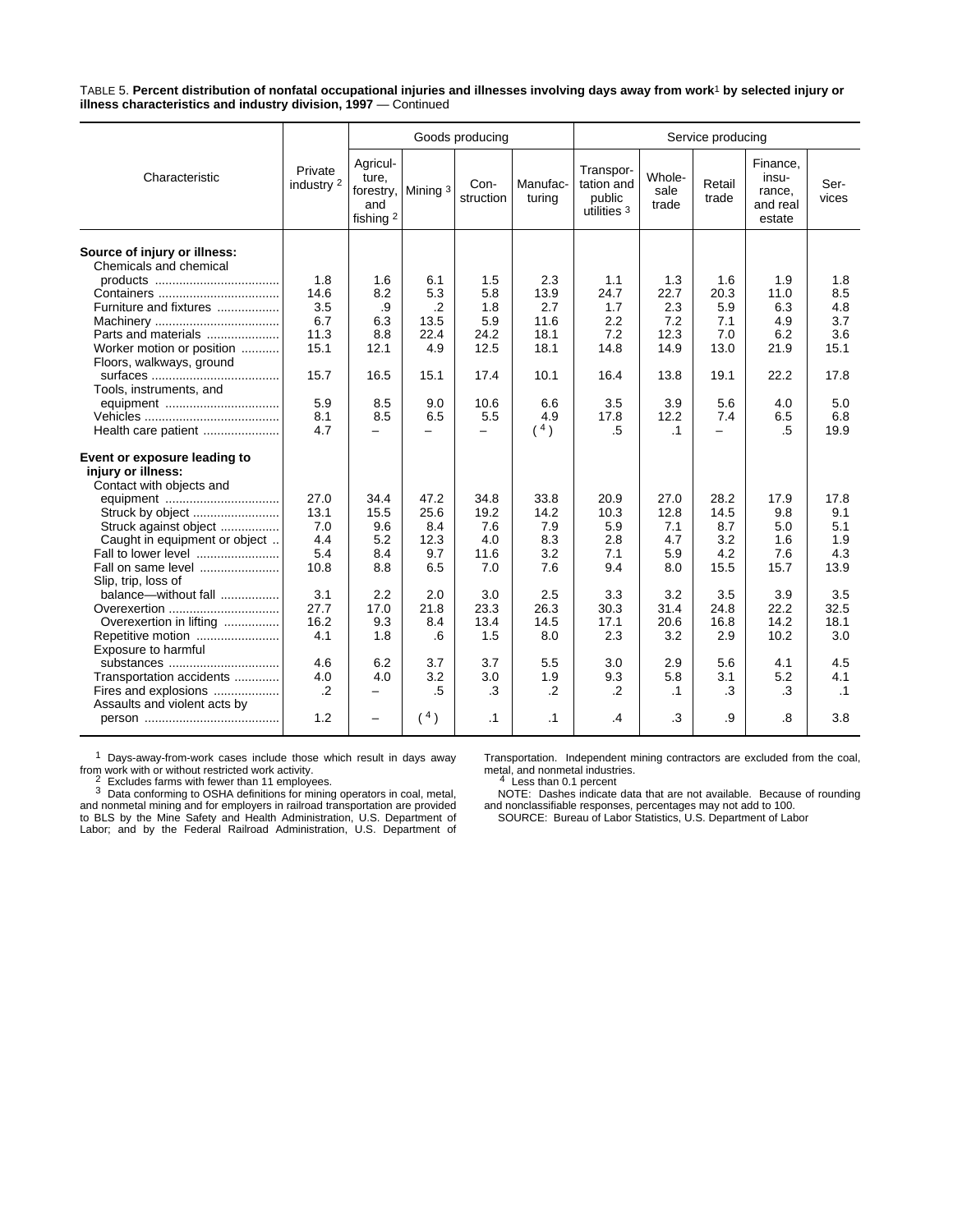TABLE 5. **Percent distribution of nonfatal occupational injuries and illnesses involving days away from work**[1] **by selected injury or illness characteristics and industry division, 1997** — Continued

| Characteristic | Private industry [2] | Goods producing | | | | Service producing | | | | |
|---|---|---|---|---|---|---|---|---|---|---|
| | | Agriculture, forestry, and fishing [2] | Mining [3] | Construction | Manufacturing | Transportation and public utilities [3] | Wholesale trade | Retail trade | Finance, insurance, and real estate | Services |
| **Source of injury or illness:** | | | | | | | | | | |
| Chemicals and chemical products | 1.8 | 1.6 | 6.1 | 1.5 | 2.3 | 1.1 | 1.3 | 1.6 | 1.9 | 1.8 |
| Containers | 14.6 | 8.2 | 5.3 | 5.8 | 13.9 | 24.7 | 22.7 | 20.3 | 11.0 | 8.5 |
| Furniture and fixtures | 3.5 | .9 | .2 | 1.8 | 2.7 | 1.7 | 2.3 | 5.9 | 6.3 | 4.8 |
| Machinery | 6.7 | 6.3 | 13.5 | 5.9 | 11.6 | 2.2 | 7.2 | 7.1 | 4.9 | 3.7 |
| Parts and materials | 11.3 | 8.8 | 22.4 | 24.2 | 18.1 | 7.2 | 12.3 | 7.0 | 6.2 | 3.6 |
| Worker motion or position | 15.1 | 12.1 | 4.9 | 12.5 | 18.1 | 14.8 | 14.9 | 13.0 | 21.9 | 15.1 |
| Floors, walkways, ground surfaces | 15.7 | 16.5 | 15.1 | 17.4 | 10.1 | 16.4 | 13.8 | 19.1 | 22.2 | 17.8 |
| Tools, instruments, and equipment | 5.9 | 8.5 | 9.0 | 10.6 | 6.6 | 3.5 | 3.9 | 5.6 | 4.0 | 5.0 |
| Vehicles | 8.1 | 8.5 | 6.5 | 5.5 | 4.9 | 17.8 | 12.2 | 7.4 | 6.5 | 6.8 |
| Health care patient | 4.7 | – | – | – | (4) | .5 | .1 | – | .5 | 19.9 |
| **Event or exposure leading to injury or illness:** | | | | | | | | | | |
| Contact with objects and equipment | 27.0 | 34.4 | 47.2 | 34.8 | 33.8 | 20.9 | 27.0 | 28.2 | 17.9 | 17.8 |
| Struck by object | 13.1 | 15.5 | 25.6 | 19.2 | 14.2 | 10.3 | 12.8 | 14.5 | 9.8 | 9.1 |
| Struck against object | 7.0 | 9.6 | 8.4 | 7.6 | 7.9 | 5.9 | 7.1 | 8.7 | 5.0 | 5.1 |
| Caught in equipment or object | 4.4 | 5.2 | 12.3 | 4.0 | 8.3 | 2.8 | 4.7 | 3.2 | 1.6 | 1.9 |
| Fall to lower level | 5.4 | 8.4 | 9.7 | 11.6 | 3.2 | 7.1 | 5.9 | 4.2 | 7.6 | 4.3 |
| Fall on same level | 10.8 | 8.8 | 6.5 | 7.0 | 7.6 | 9.4 | 8.0 | 15.5 | 15.7 | 13.9 |
| Slip, trip, loss of balance—without fall | 3.1 | 2.2 | 2.0 | 3.0 | 2.5 | 3.3 | 3.2 | 3.5 | 3.9 | 3.5 |
| Overexertion | 27.7 | 17.0 | 21.8 | 23.3 | 26.3 | 30.3 | 31.4 | 24.8 | 22.2 | 32.5 |
| Overexertion in lifting | 16.2 | 9.3 | 8.4 | 13.4 | 14.5 | 17.1 | 20.6 | 16.8 | 14.2 | 18.1 |
| Repetitive motion | 4.1 | 1.8 | .6 | 1.5 | 8.0 | 2.3 | 3.2 | 2.9 | 10.2 | 3.0 |
| Exposure to harmful substances | 4.6 | 6.2 | 3.7 | 3.7 | 5.5 | 3.0 | 2.9 | 5.6 | 4.1 | 4.5 |
| Transportation accidents | 4.0 | 4.0 | 3.2 | 3.0 | 1.9 | 9.3 | 5.8 | 3.1 | 5.2 | 4.1 |
| Fires and explosions | .2 | – | .5 | .3 | .2 | .2 | .1 | .3 | .3 | .1 |
| Assaults and violent acts by person | 1.2 | – | (4) | .1 | .1 | .4 | .3 | .9 | .8 | 3.8 |

[1] Days-away-from-work cases include those which result in days away from work with or without restricted work activity.

[2] Excludes farms with fewer than 11 employees.

[3] Data conforming to OSHA definitions for mining operators in coal, metal, and nonmetal mining and for employers in railroad transportation are provided to BLS by the Mine Safety and Health Administration, U.S. Department of Labor; and by the Federal Railroad Administration, U.S. Department of Transportation. Independent mining contractors are excluded from the coal, metal, and nonmetal industries.

[4] Less than 0.1 percent

NOTE: Dashes indicate data that are not available. Because of rounding and nonclassifiable responses, percentages may not add to 100.

SOURCE: Bureau of Labor Statistics, U.S. Department of Labor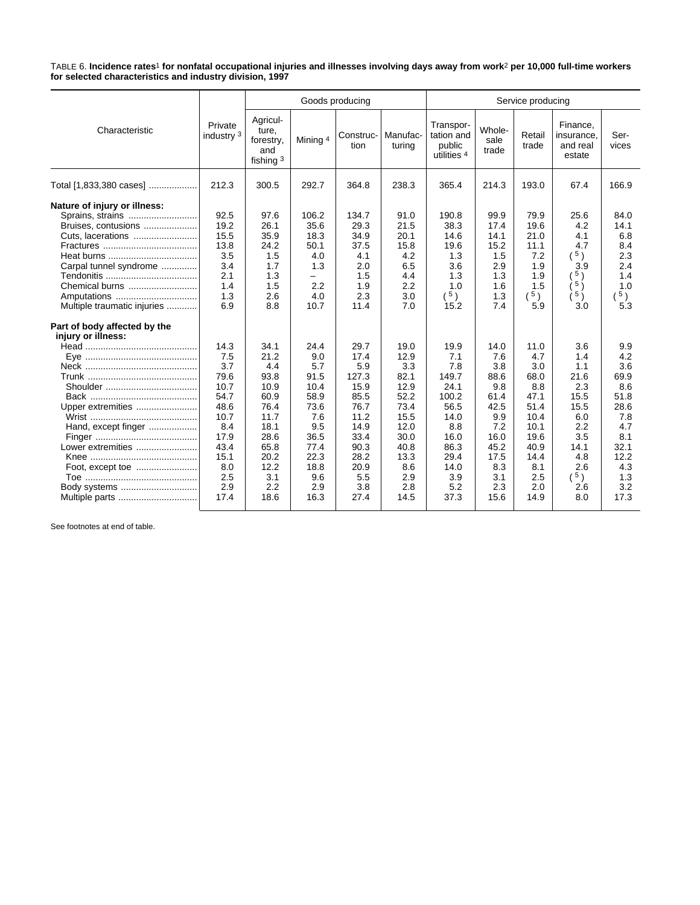TABLE 6. **Incidence rates[1] for nonfatal occupational injuries and illnesses involving days away from work[2] per 10,000 full-time workers for selected characteristics and industry division, 1997**

| Characteristic | Private industry [3] | Goods producing | | | | Service producing | | | | |
|---|---|---|---|---|---|---|---|---|---|---|
| | | Agriculture, forestry, and fishing [3] | Mining [4] | Construction | Manufacturing | Transportation and public utilities [4] | Wholesale trade | Retail trade | Finance, insurance, and real estate | Services |
| Total [1,833,380 cases] | 212.3 | 300.5 | 292.7 | 364.8 | 238.3 | 365.4 | 214.3 | 193.0 | 67.4 | 166.9 |
| **Nature of injury or illness:** | | | | | | | | | | |
| Sprains, strains | 92.5 | 97.6 | 106.2 | 134.7 | 91.0 | 190.8 | 99.9 | 79.9 | 25.6 | 84.0 |
| Bruises, contusions | 19.2 | 26.1 | 35.6 | 29.3 | 21.5 | 38.3 | 17.4 | 19.6 | 4.2 | 14.1 |
| Cuts, lacerations | 15.5 | 35.9 | 18.3 | 34.9 | 20.1 | 14.6 | 14.1 | 21.0 | 4.1 | 6.8 |
| Fractures | 13.8 | 24.2 | 50.1 | 37.5 | 15.8 | 19.6 | 15.2 | 11.1 | 4.7 | 8.4 |
| Heat burns | 3.5 | 1.5 | 4.0 | 4.1 | 4.2 | 1.3 | 1.5 | 7.2 | ( [5] ) | 2.3 |
| Carpal tunnel syndrome | 3.4 | 1.7 | 1.3 | 2.0 | 6.5 | 3.6 | 2.9 | 1.9 | 3.9 | 2.4 |
| Tendonitis | 2.1 | 1.3 | – | 1.5 | 4.4 | 1.3 | 1.3 | 1.9 | ( [5] ) | 1.4 |
| Chemical burns | 1.4 | 1.5 | 2.2 | 1.9 | 2.2 | 1.0 | 1.6 | 1.5 | ( [5] ) | 1.0 |
| Amputations | 1.3 | 2.6 | 4.0 | 2.3 | 3.0 | ( [5] ) | 1.3 | ( [5] ) | ( [5] ) | ( [5] ) |
| Multiple traumatic injuries | 6.9 | 8.8 | 10.7 | 11.4 | 7.0 | 15.2 | 7.4 | 5.9 | 3.0 | 5.3 |
| **Part of body affected by the injury or illness:** | | | | | | | | | | |
| Head | 14.3 | 34.1 | 24.4 | 29.7 | 19.0 | 19.9 | 14.0 | 11.0 | 3.6 | 9.9 |
| Eye | 7.5 | 21.2 | 9.0 | 17.4 | 12.9 | 7.1 | 7.6 | 4.7 | 1.4 | 4.2 |
| Neck | 3.7 | 4.4 | 5.7 | 5.9 | 3.3 | 7.8 | 3.8 | 3.0 | 1.1 | 3.6 |
| Trunk | 79.6 | 93.8 | 91.5 | 127.3 | 82.1 | 149.7 | 88.6 | 68.0 | 21.6 | 69.9 |
| Shoulder | 10.7 | 10.9 | 10.4 | 15.9 | 12.9 | 24.1 | 9.8 | 8.8 | 2.3 | 8.6 |
| Back | 54.7 | 60.9 | 58.9 | 85.5 | 52.2 | 100.2 | 61.4 | 47.1 | 15.5 | 51.8 |
| Upper extremities | 48.6 | 76.4 | 73.6 | 76.7 | 73.4 | 56.5 | 42.5 | 51.4 | 15.5 | 28.6 |
| Wrist | 10.7 | 11.7 | 7.6 | 11.2 | 15.5 | 14.0 | 9.9 | 10.4 | 6.0 | 7.8 |
| Hand, except finger | 8.4 | 18.1 | 9.5 | 14.9 | 12.0 | 8.8 | 7.2 | 10.1 | 2.2 | 4.7 |
| Finger | 17.9 | 28.6 | 36.5 | 33.4 | 30.0 | 16.0 | 16.0 | 19.6 | 3.5 | 8.1 |
| Lower extremities | 43.4 | 65.8 | 77.4 | 90.3 | 40.8 | 86.3 | 45.2 | 40.9 | 14.1 | 32.1 |
| Knee | 15.1 | 20.2 | 22.3 | 28.2 | 13.3 | 29.4 | 17.5 | 14.4 | 4.8 | 12.2 |
| Foot, except toe | 8.0 | 12.2 | 18.8 | 20.9 | 8.6 | 14.0 | 8.3 | 8.1 | 2.6 | 4.3 |
| Toe | 2.5 | 3.1 | 9.6 | 5.5 | 2.9 | 3.9 | 3.1 | 2.5 | ( [5] ) | 1.3 |
| Body systems | 2.9 | 2.2 | 2.9 | 3.8 | 2.8 | 5.2 | 2.3 | 2.0 | 2.6 | 3.2 |
| Multiple parts | 17.4 | 18.6 | 16.3 | 27.4 | 14.5 | 37.3 | 15.6 | 14.9 | 8.0 | 17.3 |

See footnotes at end of table.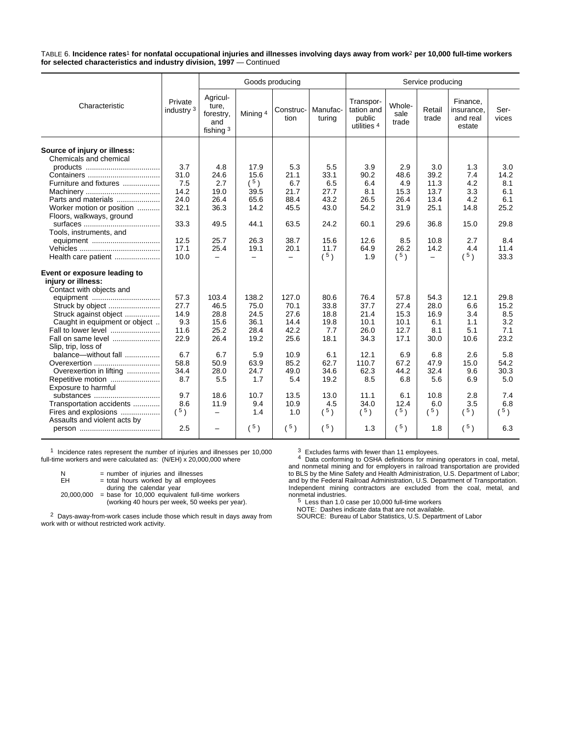TABLE 6. **Incidence rates**[1] **for nonfatal occupational injuries and illnesses involving days away from work**[2] **per 10,000 full-time workers for selected characteristics and industry division, 1997** — Continued

| Characteristic | Private industry [3] | Goods producing | | | | Service producing | | | | |
|---|---|---|---|---|---|---|---|---|---|---|
| | | Agriculture, forestry, and fishing [3] | Mining [4] | Construction | Manufacturing | Transportation and public utilities [4] | Wholesale trade | Retail trade | Finance, insurance, and real estate | Services |
| **Source of injury or illness:** | | | | | | | | | | |
| Chemicals and chemical products | 3.7 | 4.8 | 17.9 | 5.3 | 5.5 | 3.9 | 2.9 | 3.0 | 1.3 | 3.0 |
| Containers | 31.0 | 24.6 | 15.6 | 21.1 | 33.1 | 90.2 | 48.6 | 39.2 | 7.4 | 14.2 |
| Furniture and fixtures | 7.5 | 2.7 | ([5]) | 6.7 | 6.5 | 6.4 | 4.9 | 11.3 | 4.2 | 8.1 |
| Machinery | 14.2 | 19.0 | 39.5 | 21.7 | 27.7 | 8.1 | 15.3 | 13.7 | 3.3 | 6.1 |
| Parts and materials | 24.0 | 26.4 | 65.6 | 88.4 | 43.2 | 26.5 | 26.4 | 13.4 | 4.2 | 6.1 |
| Worker motion or position | 32.1 | 36.3 | 14.2 | 45.5 | 43.0 | 54.2 | 31.9 | 25.1 | 14.8 | 25.2 |
| Floors, walkways, ground surfaces | 33.3 | 49.5 | 44.1 | 63.5 | 24.2 | 60.1 | 29.6 | 36.8 | 15.0 | 29.8 |
| Tools, instruments, and equipment | 12.5 | 25.7 | 26.3 | 38.7 | 15.6 | 12.6 | 8.5 | 10.8 | 2.7 | 8.4 |
| Vehicles | 17.1 | 25.4 | 19.1 | 20.1 | 11.7 | 64.9 | 26.2 | 14.2 | 4.4 | 11.4 |
| Health care patient | 10.0 | – | – | – | ([5]) | 1.9 | ([5]) | – | ([5]) | 33.3 |
| **Event or exposure leading to injury or illness:** | | | | | | | | | | |
| Contact with objects and equipment | 57.3 | 103.4 | 138.2 | 127.0 | 80.6 | 76.4 | 57.8 | 54.3 | 12.1 | 29.8 |
| Struck by object | 27.7 | 46.5 | 75.0 | 70.1 | 33.8 | 37.7 | 27.4 | 28.0 | 6.6 | 15.2 |
| Struck against object | 14.9 | 28.8 | 24.5 | 27.6 | 18.8 | 21.4 | 15.3 | 16.9 | 3.4 | 8.5 |
| Caught in equipment or object | 9.3 | 15.6 | 36.1 | 14.4 | 19.8 | 10.1 | 10.1 | 6.1 | 1.1 | 3.2 |
| Fall to lower level | 11.6 | 25.2 | 28.4 | 42.2 | 7.7 | 26.0 | 12.7 | 8.1 | 5.1 | 7.1 |
| Fall on same level | 22.9 | 26.4 | 19.2 | 25.6 | 18.1 | 34.3 | 17.1 | 30.0 | 10.6 | 23.2 |
| Slip, trip, loss of balance—without fall | 6.7 | 6.7 | 5.9 | 10.9 | 6.1 | 12.1 | 6.9 | 6.8 | 2.6 | 5.8 |
| Overexertion | 58.8 | 50.9 | 63.9 | 85.2 | 62.7 | 110.7 | 67.2 | 47.9 | 15.0 | 54.2 |
| Overexertion in lifting | 34.4 | 28.0 | 24.7 | 49.0 | 34.6 | 62.3 | 44.2 | 32.4 | 9.6 | 30.3 |
| Repetitive motion | 8.7 | 5.5 | 1.7 | 5.4 | 19.2 | 8.5 | 6.8 | 5.6 | 6.9 | 5.0 |
| Exposure to harmful substances | 9.7 | 18.6 | 10.7 | 13.5 | 13.0 | 11.1 | 6.1 | 10.8 | 2.8 | 7.4 |
| Transportation accidents | 8.6 | 11.9 | 9.4 | 10.9 | 4.5 | 34.0 | 12.4 | 6.0 | 3.5 | 6.8 |
| Fires and explosions | ([5]) | – | 1.4 | 1.0 | ([5]) | ([5]) | ([5]) | ([5]) | ([5]) | ([5]) |
| Assaults and violent acts by person | 2.5 | – | ([5]) | ([5]) | ([5]) | 1.3 | ([5]) | 1.8 | ([5]) | 6.3 |

[1] Incidence rates represent the number of injuries and illnesses per 10,000 full-time workers and were calculated as: (N/EH) x 20,000,000 where

N = number of injuries and illnesses
EH = total hours worked by all employees during the calendar year
20,000,000 = base for 10,000 equivalent full-time workers (working 40 hours per week, 50 weeks per year).

[2] Days-away-from-work cases include those which result in days away from work with or without restricted work activity.

[3] Excludes farms with fewer than 11 employees.

[4] Data conforming to OSHA definitions for mining operators in coal, metal, and nonmetal mining and for employers in railroad transportation are provided to BLS by the Mine Safety and Health Administration, U.S. Department of Labor; and by the Federal Railroad Administration, U.S. Department of Transportation. Independent mining contractors are excluded from the coal, metal, and nonmetal industries.

[5] Less than 1.0 case per 10,000 full-time workers

NOTE: Dashes indicate data that are not available.

SOURCE: Bureau of Labor Statistics, U.S. Department of Labor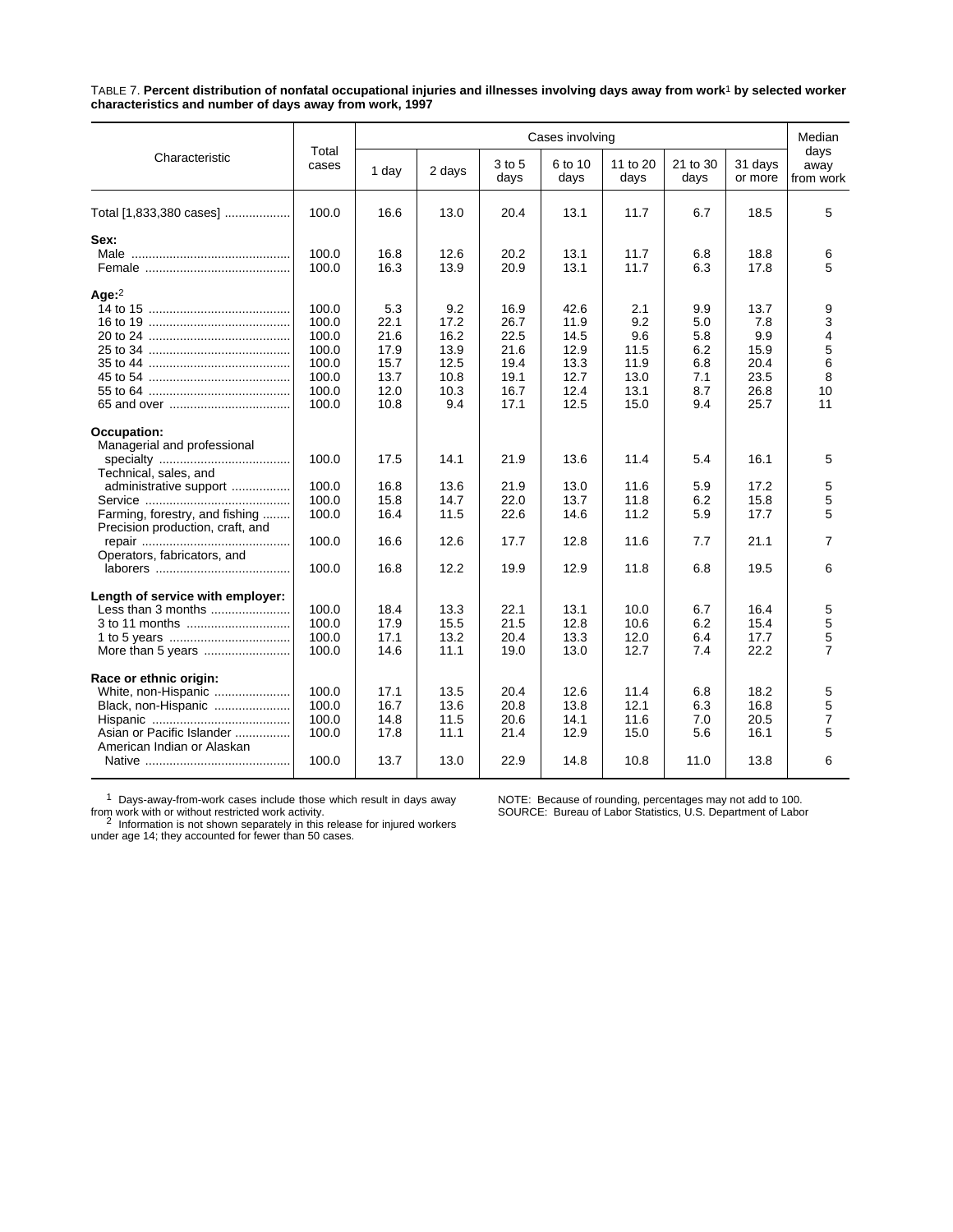TABLE 7. **Percent distribution of nonfatal occupational injuries and illnesses involving days away from work[1] by selected worker characteristics and number of days away from work, 1997**

| Characteristic | Total cases | Cases involving | | | | | | | Median days away from work |
|---|---|---|---|---|---|---|---|---|---|
| | | 1 day | 2 days | 3 to 5 days | 6 to 10 days | 11 to 20 days | 21 to 30 days | 31 days or more | |
| Total [1,833,380 cases] | 100.0 | 16.6 | 13.0 | 20.4 | 13.1 | 11.7 | 6.7 | 18.5 | 5 |
| **Sex:** | | | | | | | | | |
| Male | 100.0 | 16.8 | 12.6 | 20.2 | 13.1 | 11.7 | 6.8 | 18.8 | 6 |
| Female | 100.0 | 16.3 | 13.9 | 20.9 | 13.1 | 11.7 | 6.3 | 17.8 | 5 |
| **Age:**[2] | | | | | | | | | |
| 14 to 15 | 100.0 | 5.3 | 9.2 | 16.9 | 42.6 | 2.1 | 9.9 | 13.7 | 9 |
| 16 to 19 | 100.0 | 22.1 | 17.2 | 26.7 | 11.9 | 9.2 | 5.0 | 7.8 | 3 |
| 20 to 24 | 100.0 | 21.6 | 16.2 | 22.5 | 14.5 | 9.6 | 5.8 | 9.9 | 4 |
| 25 to 34 | 100.0 | 17.9 | 13.9 | 21.6 | 12.9 | 11.5 | 6.2 | 15.9 | 5 |
| 35 to 44 | 100.0 | 15.7 | 12.5 | 19.4 | 13.3 | 11.9 | 6.8 | 20.4 | 6 |
| 45 to 54 | 100.0 | 13.7 | 10.8 | 19.1 | 12.7 | 13.0 | 7.1 | 23.5 | 8 |
| 55 to 64 | 100.0 | 12.0 | 10.3 | 16.7 | 12.4 | 13.1 | 8.7 | 26.8 | 10 |
| 65 and over | 100.0 | 10.8 | 9.4 | 17.1 | 12.5 | 15.0 | 9.4 | 25.7 | 11 |
| **Occupation:** | | | | | | | | | |
| Managerial and professional specialty | 100.0 | 17.5 | 14.1 | 21.9 | 13.6 | 11.4 | 5.4 | 16.1 | 5 |
| Technical, sales, and administrative support | 100.0 | 16.8 | 13.6 | 21.9 | 13.0 | 11.6 | 5.9 | 17.2 | 5 |
| Service | 100.0 | 15.8 | 14.7 | 22.0 | 13.7 | 11.8 | 6.2 | 15.8 | 5 |
| Farming, forestry, and fishing | 100.0 | 16.4 | 11.5 | 22.6 | 14.6 | 11.2 | 5.9 | 17.7 | 5 |
| Precision production, craft, and repair | 100.0 | 16.6 | 12.6 | 17.7 | 12.8 | 11.6 | 7.7 | 21.1 | 7 |
| Operators, fabricators, and laborers | 100.0 | 16.8 | 12.2 | 19.9 | 12.9 | 11.8 | 6.8 | 19.5 | 6 |
| **Length of service with employer:** | | | | | | | | | |
| Less than 3 months | 100.0 | 18.4 | 13.3 | 22.1 | 13.1 | 10.0 | 6.7 | 16.4 | 5 |
| 3 to 11 months | 100.0 | 17.9 | 15.5 | 21.5 | 12.8 | 10.6 | 6.2 | 15.4 | 5 |
| 1 to 5 years | 100.0 | 17.1 | 13.2 | 20.4 | 13.3 | 12.0 | 6.4 | 17.7 | 5 |
| More than 5 years | 100.0 | 14.6 | 11.1 | 19.0 | 13.0 | 12.7 | 7.4 | 22.2 | 7 |
| **Race or ethnic origin:** | | | | | | | | | |
| White, non-Hispanic | 100.0 | 17.1 | 13.5 | 20.4 | 12.6 | 11.4 | 6.8 | 18.2 | 5 |
| Black, non-Hispanic | 100.0 | 16.7 | 13.6 | 20.8 | 13.8 | 12.1 | 6.3 | 16.8 | 5 |
| Hispanic | 100.0 | 14.8 | 11.5 | 20.6 | 14.1 | 11.6 | 7.0 | 20.5 | 7 |
| Asian or Pacific Islander | 100.0 | 17.8 | 11.1 | 21.4 | 12.9 | 15.0 | 5.6 | 16.1 | 5 |
| American Indian or Alaskan Native | 100.0 | 13.7 | 13.0 | 22.9 | 14.8 | 10.8 | 11.0 | 13.8 | 6 |

[1] Days-away-from-work cases include those which result in days away from work with or without restricted work activity.

[2] Information is not shown separately in this release for injured workers under age 14; they accounted for fewer than 50 cases.

NOTE: Because of rounding, percentages may not add to 100.

SOURCE: Bureau of Labor Statistics, U.S. Department of Labor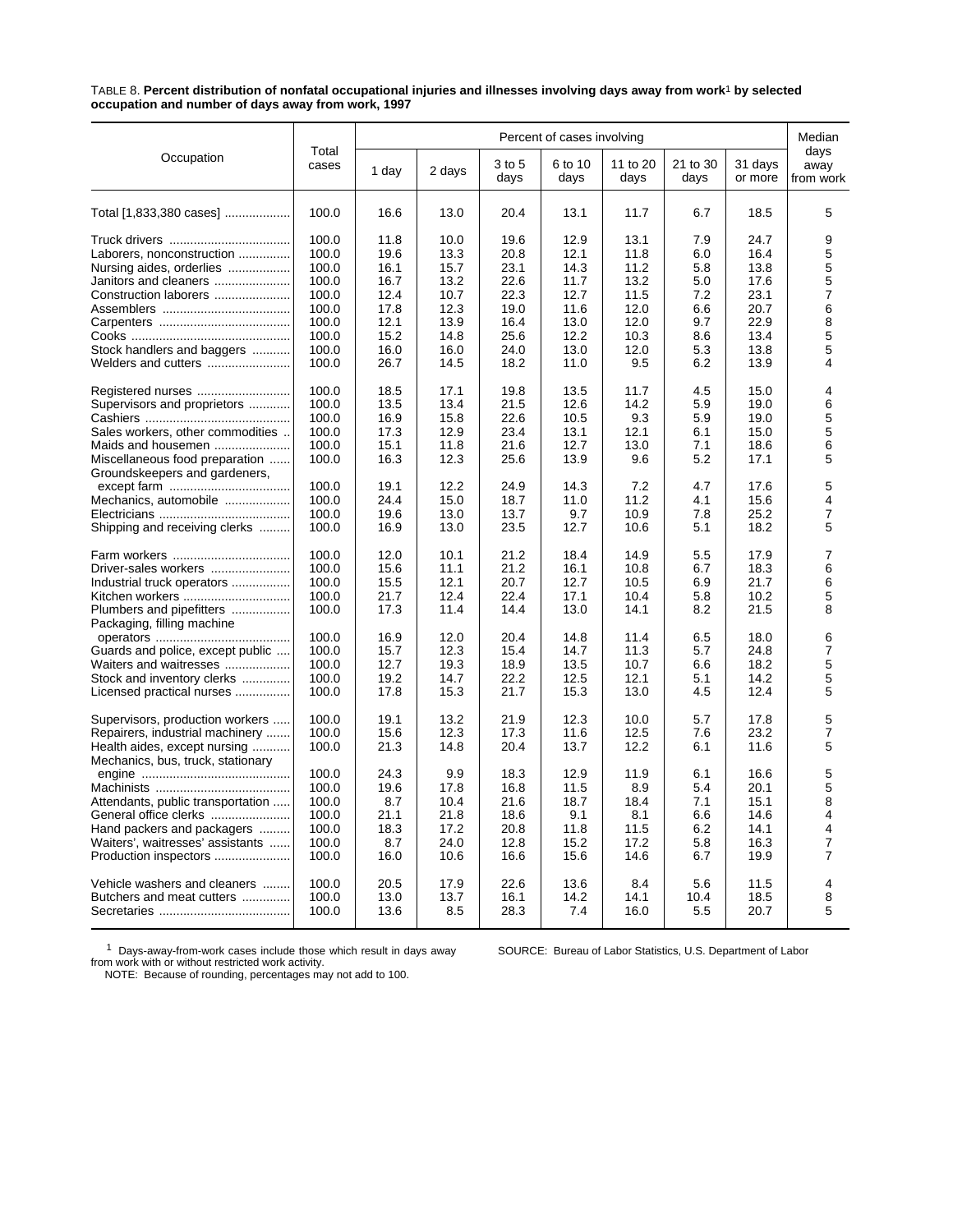TABLE 8. **Percent distribution of nonfatal occupational injuries and illnesses involving days away from work[1] by selected occupation and number of days away from work, 1997**

| Occupation | Total cases | Percent of cases involving | | | | | | | Median days away from work |
|---|---|---|---|---|---|---|---|---|---|
| | | 1 day | 2 days | 3 to 5 days | 6 to 10 days | 11 to 20 days | 21 to 30 days | 31 days or more | |
| Total [1,833,380 cases] | 100.0 | 16.6 | 13.0 | 20.4 | 13.1 | 11.7 | 6.7 | 18.5 | 5 |
| Truck drivers | 100.0 | 11.8 | 10.0 | 19.6 | 12.9 | 13.1 | 7.9 | 24.7 | 9 |
| Laborers, nonconstruction | 100.0 | 19.6 | 13.3 | 20.8 | 12.1 | 11.8 | 6.0 | 16.4 | 5 |
| Nursing aides, orderlies | 100.0 | 16.1 | 15.7 | 23.1 | 14.3 | 11.2 | 5.8 | 13.8 | 5 |
| Janitors and cleaners | 100.0 | 16.7 | 13.2 | 22.6 | 11.7 | 13.2 | 5.0 | 17.6 | 5 |
| Construction laborers | 100.0 | 12.4 | 10.7 | 22.3 | 12.7 | 11.5 | 7.2 | 23.1 | 7 |
| Assemblers | 100.0 | 17.8 | 12.3 | 19.0 | 11.6 | 12.0 | 6.6 | 20.7 | 6 |
| Carpenters | 100.0 | 12.1 | 13.9 | 16.4 | 13.0 | 12.0 | 9.7 | 22.9 | 8 |
| Cooks | 100.0 | 15.2 | 14.8 | 25.6 | 12.2 | 10.3 | 8.6 | 13.4 | 5 |
| Stock handlers and baggers | 100.0 | 16.0 | 16.0 | 24.0 | 13.0 | 12.0 | 5.3 | 13.8 | 5 |
| Welders and cutters | 100.0 | 26.7 | 14.5 | 18.2 | 11.0 | 9.5 | 6.2 | 13.9 | 4 |
| Registered nurses | 100.0 | 18.5 | 17.1 | 19.8 | 13.5 | 11.7 | 4.5 | 15.0 | 4 |
| Supervisors and proprietors | 100.0 | 13.5 | 13.4 | 21.5 | 12.6 | 14.2 | 5.9 | 19.0 | 6 |
| Cashiers | 100.0 | 16.9 | 15.8 | 22.6 | 10.5 | 9.3 | 5.9 | 19.0 | 5 |
| Sales workers, other commodities | 100.0 | 17.3 | 12.9 | 23.4 | 13.1 | 12.1 | 6.1 | 15.0 | 5 |
| Maids and housemen | 100.0 | 15.1 | 11.8 | 21.6 | 12.7 | 13.0 | 7.1 | 18.6 | 6 |
| Miscellaneous food preparation | 100.0 | 16.3 | 12.3 | 25.6 | 13.9 | 9.6 | 5.2 | 17.1 | 5 |
| Groundskeepers and gardeners, except farm | 100.0 | 19.1 | 12.2 | 24.9 | 14.3 | 7.2 | 4.7 | 17.6 | 5 |
| Mechanics, automobile | 100.0 | 24.4 | 15.0 | 18.7 | 11.0 | 11.2 | 4.1 | 15.6 | 4 |
| Electricians | 100.0 | 19.6 | 13.0 | 13.7 | 9.7 | 10.9 | 7.8 | 25.2 | 7 |
| Shipping and receiving clerks | 100.0 | 16.9 | 13.0 | 23.5 | 12.7 | 10.6 | 5.1 | 18.2 | 5 |
| Farm workers | 100.0 | 12.0 | 10.1 | 21.2 | 18.4 | 14.9 | 5.5 | 17.9 | 7 |
| Driver-sales workers | 100.0 | 15.6 | 11.1 | 21.2 | 16.1 | 10.8 | 6.7 | 18.3 | 6 |
| Industrial truck operators | 100.0 | 15.5 | 12.1 | 20.7 | 12.7 | 10.5 | 6.9 | 21.7 | 6 |
| Kitchen workers | 100.0 | 21.7 | 12.4 | 22.4 | 17.1 | 10.4 | 5.8 | 10.2 | 5 |
| Plumbers and pipefitters | 100.0 | 17.3 | 11.4 | 14.4 | 13.0 | 14.1 | 8.2 | 21.5 | 8 |
| Packaging, filling machine operators | 100.0 | 16.9 | 12.0 | 20.4 | 14.8 | 11.4 | 6.5 | 18.0 | 6 |
| Guards and police, except public | 100.0 | 15.7 | 12.3 | 15.4 | 14.7 | 11.3 | 5.7 | 24.8 | 7 |
| Waiters and waitresses | 100.0 | 12.7 | 19.3 | 18.9 | 13.5 | 10.7 | 6.6 | 18.2 | 5 |
| Stock and inventory clerks | 100.0 | 19.2 | 14.7 | 22.2 | 12.5 | 12.1 | 5.1 | 14.2 | 5 |
| Licensed practical nurses | 100.0 | 17.8 | 15.3 | 21.7 | 15.3 | 13.0 | 4.5 | 12.4 | 5 |
| Supervisors, production workers | 100.0 | 19.1 | 13.2 | 21.9 | 12.3 | 10.0 | 5.7 | 17.8 | 5 |
| Repairers, industrial machinery | 100.0 | 15.6 | 12.3 | 17.3 | 11.6 | 12.5 | 7.6 | 23.2 | 7 |
| Health aides, except nursing | 100.0 | 21.3 | 14.8 | 20.4 | 13.7 | 12.2 | 6.1 | 11.6 | 5 |
| Mechanics, bus, truck, stationary engine | 100.0 | 24.3 | 9.9 | 18.3 | 12.9 | 11.9 | 6.1 | 16.6 | 5 |
| Machinists | 100.0 | 19.6 | 17.8 | 16.8 | 11.5 | 8.9 | 5.4 | 20.1 | 5 |
| Attendants, public transportation | 100.0 | 8.7 | 10.4 | 21.6 | 18.7 | 18.4 | 7.1 | 15.1 | 8 |
| General office clerks | 100.0 | 21.1 | 21.8 | 18.6 | 9.1 | 8.1 | 6.6 | 14.6 | 4 |
| Hand packers and packagers | 100.0 | 18.3 | 17.2 | 20.8 | 11.8 | 11.5 | 6.2 | 14.1 | 4 |
| Waiters', waitresses' assistants | 100.0 | 8.7 | 24.0 | 12.8 | 15.2 | 17.2 | 5.8 | 16.3 | 7 |
| Production inspectors | 100.0 | 16.0 | 10.6 | 16.6 | 15.6 | 14.6 | 6.7 | 19.9 | 7 |
| Vehicle washers and cleaners | 100.0 | 20.5 | 17.9 | 22.6 | 13.6 | 8.4 | 5.6 | 11.5 | 4 |
| Butchers and meat cutters | 100.0 | 13.0 | 13.7 | 16.1 | 14.2 | 14.1 | 10.4 | 18.5 | 8 |
| Secretaries | 100.0 | 13.6 | 8.5 | 28.3 | 7.4 | 16.0 | 5.5 | 20.7 | 5 |

[1] Days-away-from-work cases include those which result in days away from work with or without restricted work activity.

NOTE: Because of rounding, percentages may not add to 100.

SOURCE: Bureau of Labor Statistics, U.S. Department of Labor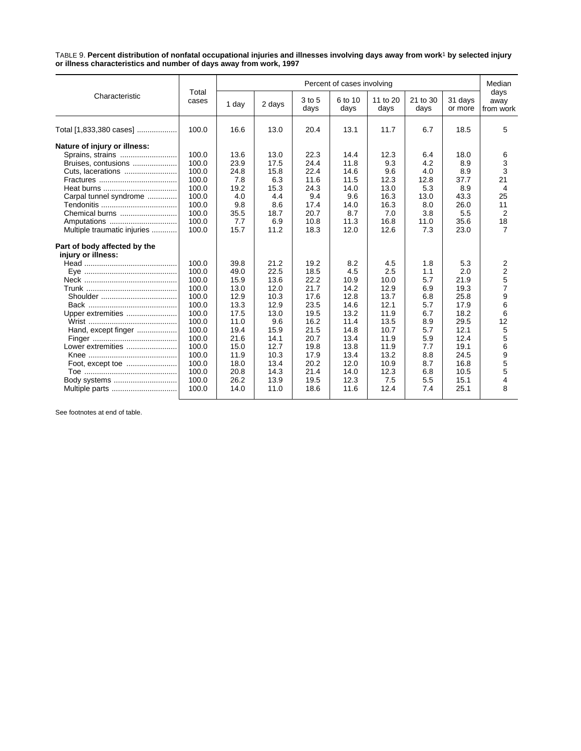TABLE 9. **Percent distribution of nonfatal occupational injuries and illnesses involving days away from work[1] by selected injury or illness characteristics and number of days away from work, 1997**

| Characteristic | Total cases | Percent of cases involving | | | | | | | Median days away from work |
|---|---|---|---|---|---|---|---|---|---|
| | | 1 day | 2 days | 3 to 5 days | 6 to 10 days | 11 to 20 days | 21 to 30 days | 31 days or more | |
| Total [1,833,380 cases] | 100.0 | 16.6 | 13.0 | 20.4 | 13.1 | 11.7 | 6.7 | 18.5 | 5 |
| **Nature of injury or illness:** | | | | | | | | | |
| Sprains, strains | 100.0 | 13.6 | 13.0 | 22.3 | 14.4 | 12.3 | 6.4 | 18.0 | 6 |
| Bruises, contusions | 100.0 | 23.9 | 17.5 | 24.4 | 11.8 | 9.3 | 4.2 | 8.9 | 3 |
| Cuts, lacerations | 100.0 | 24.8 | 15.8 | 22.4 | 14.6 | 9.6 | 4.0 | 8.9 | 3 |
| Fractures | 100.0 | 7.8 | 6.3 | 11.6 | 11.5 | 12.3 | 12.8 | 37.7 | 21 |
| Heat burns | 100.0 | 19.2 | 15.3 | 24.3 | 14.0 | 13.0 | 5.3 | 8.9 | 4 |
| Carpal tunnel syndrome | 100.0 | 4.0 | 4.4 | 9.4 | 9.6 | 16.3 | 13.0 | 43.3 | 25 |
| Tendonitis | 100.0 | 9.8 | 8.6 | 17.4 | 14.0 | 16.3 | 8.0 | 26.0 | 11 |
| Chemical burns | 100.0 | 35.5 | 18.7 | 20.7 | 8.7 | 7.0 | 3.8 | 5.5 | 2 |
| Amputations | 100.0 | 7.7 | 6.9 | 10.8 | 11.3 | 16.8 | 11.0 | 35.6 | 18 |
| Multiple traumatic injuries | 100.0 | 15.7 | 11.2 | 18.3 | 12.0 | 12.6 | 7.3 | 23.0 | 7 |
| **Part of body affected by the injury or illness:** | | | | | | | | | |
| Head | 100.0 | 39.8 | 21.2 | 19.2 | 8.2 | 4.5 | 1.8 | 5.3 | 2 |
| Eye | 100.0 | 49.0 | 22.5 | 18.5 | 4.5 | 2.5 | 1.1 | 2.0 | 2 |
| Neck | 100.0 | 15.9 | 13.6 | 22.2 | 10.9 | 10.0 | 5.7 | 21.9 | 5 |
| Trunk | 100.0 | 13.0 | 12.0 | 21.7 | 14.2 | 12.9 | 6.9 | 19.3 | 7 |
| Shoulder | 100.0 | 12.9 | 10.3 | 17.6 | 12.8 | 13.7 | 6.8 | 25.8 | 9 |
| Back | 100.0 | 13.3 | 12.9 | 23.5 | 14.6 | 12.1 | 5.7 | 17.9 | 6 |
| Upper extremities | 100.0 | 17.5 | 13.0 | 19.5 | 13.2 | 11.9 | 6.7 | 18.2 | 6 |
| Wrist | 100.0 | 11.0 | 9.6 | 16.2 | 11.4 | 13.5 | 8.9 | 29.5 | 12 |
| Hand, except finger | 100.0 | 19.4 | 15.9 | 21.5 | 14.8 | 10.7 | 5.7 | 12.1 | 5 |
| Finger | 100.0 | 21.6 | 14.1 | 20.7 | 13.4 | 11.9 | 5.9 | 12.4 | 5 |
| Lower extremities | 100.0 | 15.0 | 12.7 | 19.8 | 13.8 | 11.9 | 7.7 | 19.1 | 6 |
| Knee | 100.0 | 11.9 | 10.3 | 17.9 | 13.4 | 13.2 | 8.8 | 24.5 | 9 |
| Foot, except toe | 100.0 | 18.0 | 13.4 | 20.2 | 12.0 | 10.9 | 8.7 | 16.8 | 5 |
| Toe | 100.0 | 20.8 | 14.3 | 21.4 | 14.0 | 12.3 | 6.8 | 10.5 | 5 |
| Body systems | 100.0 | 26.2 | 13.9 | 19.5 | 12.3 | 7.5 | 5.5 | 15.1 | 4 |
| Multiple parts | 100.0 | 14.0 | 11.0 | 18.6 | 11.6 | 12.4 | 7.4 | 25.1 | 8 |

See footnotes at end of table.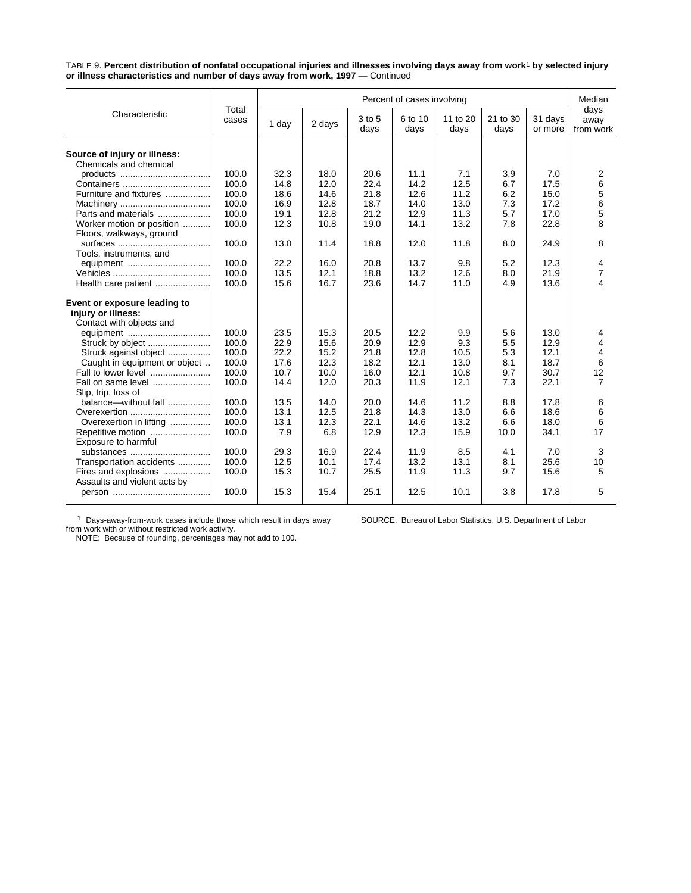TABLE 9. **Percent distribution of nonfatal occupational injuries and illnesses involving days away from work**[1] **by selected injury or illness characteristics and number of days away from work, 1997** — Continued

| Characteristic | Total cases | Percent of cases involving | | | | | | | Median days away from work |
|---|---|---|---|---|---|---|---|---|---|
| | | 1 day | 2 days | 3 to 5 days | 6 to 10 days | 11 to 20 days | 21 to 30 days | 31 days or more | |
| **Source of injury or illness:** | | | | | | | | | |
| Chemicals and chemical products | 100.0 | 32.3 | 18.0 | 20.6 | 11.1 | 7.1 | 3.9 | 7.0 | 2 |
| Containers | 100.0 | 14.8 | 12.0 | 22.4 | 14.2 | 12.5 | 6.7 | 17.5 | 6 |
| Furniture and fixtures | 100.0 | 18.6 | 14.6 | 21.8 | 12.6 | 11.2 | 6.2 | 15.0 | 5 |
| Machinery | 100.0 | 16.9 | 12.8 | 18.7 | 14.0 | 13.0 | 7.3 | 17.2 | 6 |
| Parts and materials | 100.0 | 19.1 | 12.8 | 21.2 | 12.9 | 11.3 | 5.7 | 17.0 | 5 |
| Worker motion or position | 100.0 | 12.3 | 10.8 | 19.0 | 14.1 | 13.2 | 7.8 | 22.8 | 8 |
| Floors, walkways, ground surfaces | 100.0 | 13.0 | 11.4 | 18.8 | 12.0 | 11.8 | 8.0 | 24.9 | 8 |
| Tools, instruments, and equipment | 100.0 | 22.2 | 16.0 | 20.8 | 13.7 | 9.8 | 5.2 | 12.3 | 4 |
| Vehicles | 100.0 | 13.5 | 12.1 | 18.8 | 13.2 | 12.6 | 8.0 | 21.9 | 7 |
| Health care patient | 100.0 | 15.6 | 16.7 | 23.6 | 14.7 | 11.0 | 4.9 | 13.6 | 4 |
| **Event or exposure leading to injury or illness:** | | | | | | | | | |
| Contact with objects and equipment | 100.0 | 23.5 | 15.3 | 20.5 | 12.2 | 9.9 | 5.6 | 13.0 | 4 |
| Struck by object | 100.0 | 22.9 | 15.6 | 20.9 | 12.9 | 9.3 | 5.5 | 12.9 | 4 |
| Struck against object | 100.0 | 22.2 | 15.2 | 21.8 | 12.8 | 10.5 | 5.3 | 12.1 | 4 |
| Caught in equipment or object | 100.0 | 17.6 | 12.3 | 18.2 | 12.1 | 13.0 | 8.1 | 18.7 | 6 |
| Fall to lower level | 100.0 | 10.7 | 10.0 | 16.0 | 12.1 | 10.8 | 9.7 | 30.7 | 12 |
| Fall on same level | 100.0 | 14.4 | 12.0 | 20.3 | 11.9 | 12.1 | 7.3 | 22.1 | 7 |
| Slip, trip, loss of balance—without fall | 100.0 | 13.5 | 14.0 | 20.0 | 14.6 | 11.2 | 8.8 | 17.8 | 6 |
| Overexertion | 100.0 | 13.1 | 12.5 | 21.8 | 14.3 | 13.0 | 6.6 | 18.6 | 6 |
| Overexertion in lifting | 100.0 | 13.1 | 12.3 | 22.1 | 14.6 | 13.2 | 6.6 | 18.0 | 6 |
| Repetitive motion | 100.0 | 7.9 | 6.8 | 12.9 | 12.3 | 15.9 | 10.0 | 34.1 | 17 |
| Exposure to harmful substances | 100.0 | 29.3 | 16.9 | 22.4 | 11.9 | 8.5 | 4.1 | 7.0 | 3 |
| Transportation accidents | 100.0 | 12.5 | 10.1 | 17.4 | 13.2 | 13.1 | 8.1 | 25.6 | 10 |
| Fires and explosions | 100.0 | 15.3 | 10.7 | 25.5 | 11.9 | 11.3 | 9.7 | 15.6 | 5 |
| Assaults and violent acts by person | 100.0 | 15.3 | 15.4 | 25.1 | 12.5 | 10.1 | 3.8 | 17.8 | 5 |

[1] Days-away-from-work cases include those which result in days away from work with or without restricted work activity.

NOTE: Because of rounding, percentages may not add to 100.

SOURCE: Bureau of Labor Statistics, U.S. Department of Labor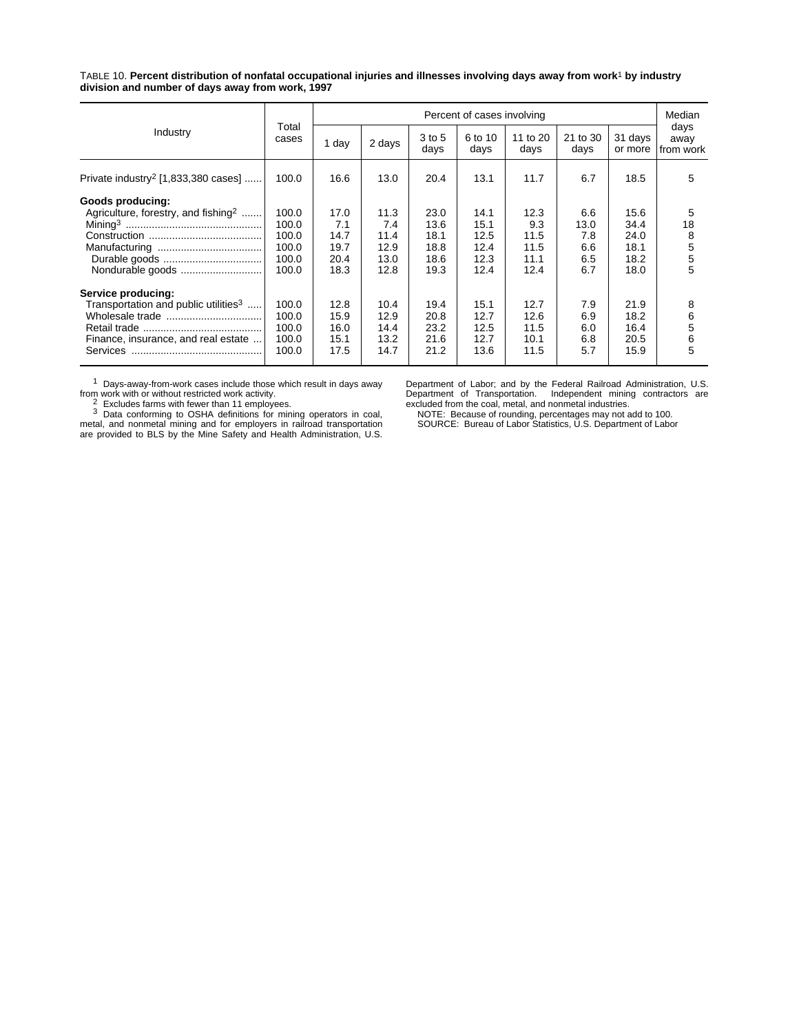TABLE 10. **Percent distribution of nonfatal occupational injuries and illnesses involving days away from work[1] by industry division and number of days away from work, 1997**

| Industry | Total cases | Percent of cases involving | | | | | | | Median days away from work |
|---|---|---|---|---|---|---|---|---|---|
| | | 1 day | 2 days | 3 to 5 days | 6 to 10 days | 11 to 20 days | 21 to 30 days | 31 days or more | |
| Private industry[2] [1,833,380 cases] | 100.0 | 16.6 | 13.0 | 20.4 | 13.1 | 11.7 | 6.7 | 18.5 | 5 |
| **Goods producing:** | | | | | | | | | |
| Agriculture, forestry, and fishing[2] | 100.0 | 17.0 | 11.3 | 23.0 | 14.1 | 12.3 | 6.6 | 15.6 | 5 |
| Mining[3] | 100.0 | 7.1 | 7.4 | 13.6 | 15.1 | 9.3 | 13.0 | 34.4 | 18 |
| Construction | 100.0 | 14.7 | 11.4 | 18.1 | 12.5 | 11.5 | 7.8 | 24.0 | 8 |
| Manufacturing | 100.0 | 19.7 | 12.9 | 18.8 | 12.4 | 11.5 | 6.6 | 18.1 | 5 |
| Durable goods | 100.0 | 20.4 | 13.0 | 18.6 | 12.3 | 11.1 | 6.5 | 18.2 | 5 |
| Nondurable goods | 100.0 | 18.3 | 12.8 | 19.3 | 12.4 | 12.4 | 6.7 | 18.0 | 5 |
| **Service producing:** | | | | | | | | | |
| Transportation and public utilities[3] | 100.0 | 12.8 | 10.4 | 19.4 | 15.1 | 12.7 | 7.9 | 21.9 | 8 |
| Wholesale trade | 100.0 | 15.9 | 12.9 | 20.8 | 12.7 | 12.6 | 6.9 | 18.2 | 6 |
| Retail trade | 100.0 | 16.0 | 14.4 | 23.2 | 12.5 | 11.5 | 6.0 | 16.4 | 5 |
| Finance, insurance, and real estate | 100.0 | 15.1 | 13.2 | 21.6 | 12.7 | 10.1 | 6.8 | 20.5 | 6 |
| Services | 100.0 | 17.5 | 14.7 | 21.2 | 13.6 | 11.5 | 5.7 | 15.9 | 5 |

[1] Days-away-from-work cases include those which result in days away from work with or without restricted work activity.

[2] Excludes farms with fewer than 11 employees.

[3] Data conforming to OSHA definitions for mining operators in coal, metal, and nonmetal mining and for employers in railroad transportation are provided to BLS by the Mine Safety and Health Administration, U.S. Department of Labor; and by the Federal Railroad Administration, U.S. Department of Transportation. Independent mining contractors are excluded from the coal, metal, and nonmetal industries.

NOTE: Because of rounding, percentages may not add to 100.

SOURCE: Bureau of Labor Statistics, U.S. Department of Labor